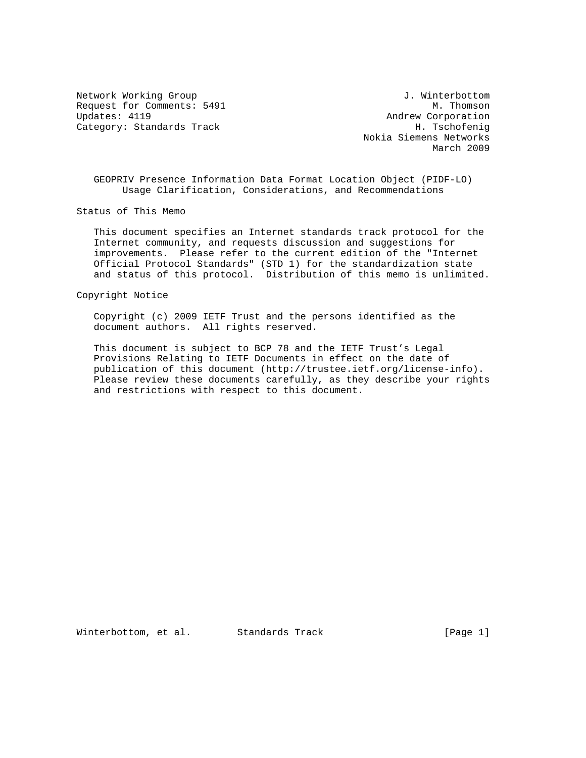Network Working Group J. Winterbottom
Request for Comments: 5491 M. Thomson
Updates: 4119 Andrew Corporation
Category: Standards Track H. Tschofenig
Nokia Siemens Networks
March 2009

# GEOPRIV Presence Information Data Format Location Object (PIDF-LO) Usage Clarification, Considerations, and Recommendations

## Status of This Memo

This document specifies an Internet standards track protocol for the Internet community, and requests discussion and suggestions for improvements. Please refer to the current edition of the "Internet Official Protocol Standards" (STD 1) for the standardization state and status of this protocol. Distribution of this memo is unlimited.

## Copyright Notice

Copyright (c) 2009 IETF Trust and the persons identified as the document authors. All rights reserved.

This document is subject to BCP 78 and the IETF Trust's Legal Provisions Relating to IETF Documents in effect on the date of publication of this document (http://trustee.ietf.org/license-info). Please review these documents carefully, as they describe your rights and restrictions with respect to this document.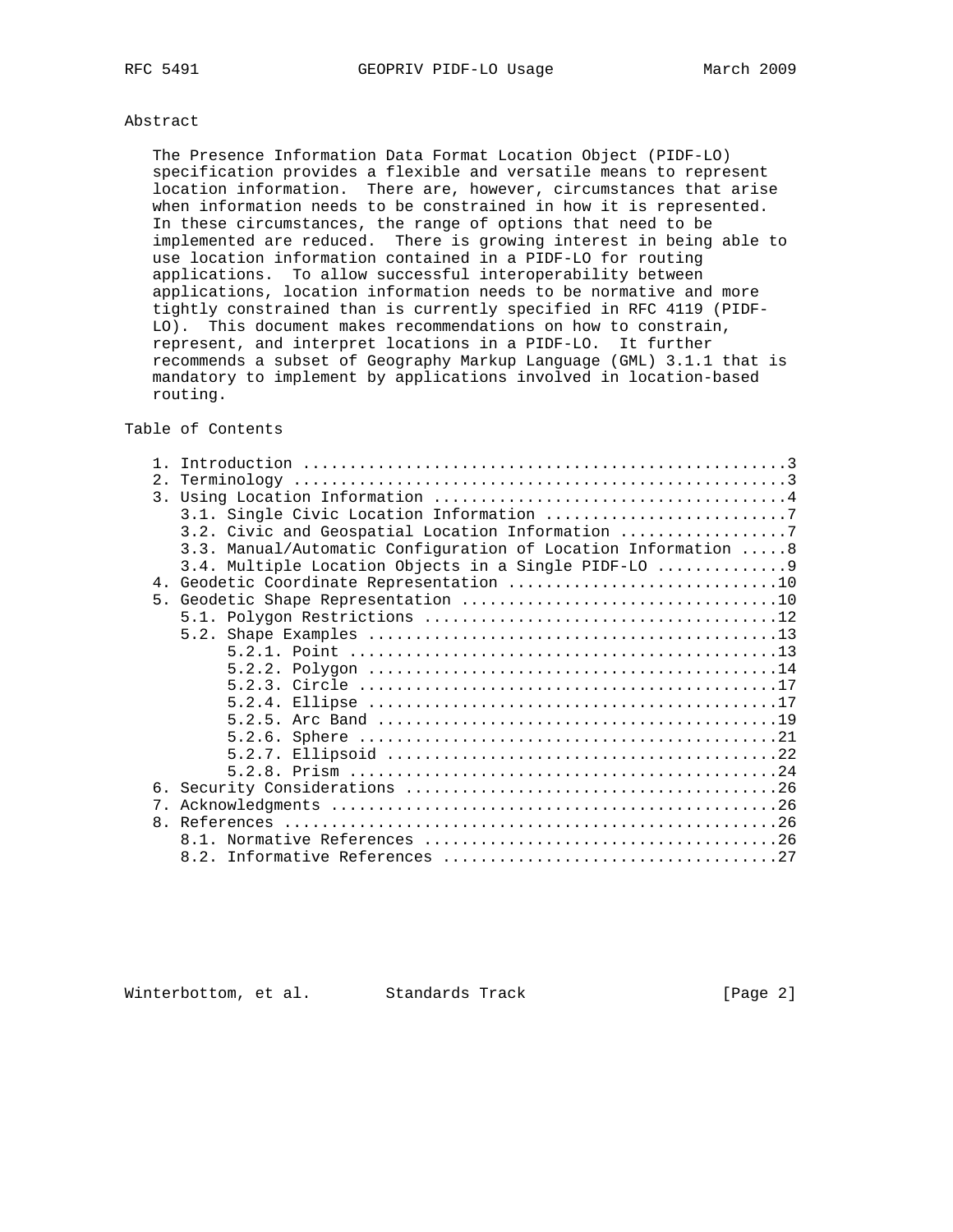## Abstract

The Presence Information Data Format Location Object (PIDF-LO) specification provides a flexible and versatile means to represent location information. There are, however, circumstances that arise when information needs to be constrained in how it is represented. In these circumstances, the range of options that need to be implemented are reduced. There is growing interest in being able to use location information contained in a PIDF-LO for routing applications. To allow successful interoperability between applications, location information needs to be normative and more tightly constrained than is currently specified in RFC 4119 (PIDF-LO). This document makes recommendations on how to constrain, represent, and interpret locations in a PIDF-LO. It further recommends a subset of Geography Markup Language (GML) 3.1.1 that is mandatory to implement by applications involved in location-based routing.

## Table of Contents

```
   1. Introduction ....................................................3
   2. Terminology .....................................................3
   3. Using Location Information ......................................4
      3.1. Single Civic Location Information ..........................7
      3.2. Civic and Geospatial Location Information ..................7
      3.3. Manual/Automatic Configuration of Location Information .....8
      3.4. Multiple Location Objects in a Single PIDF-LO .............9
   4. Geodetic Coordinate Representation .............................10
   5. Geodetic Shape Representation ..................................10
      5.1. Polygon Restrictions ......................................12
      5.2. Shape Examples ............................................13
           5.2.1. Point ..............................................13
           5.2.2. Polygon ............................................14
           5.2.3. Circle .............................................17
           5.2.4. Ellipse ............................................17
           5.2.5. Arc Band ...........................................19
           5.2.6. Sphere .............................................21
           5.2.7. Ellipsoid ..........................................22
           5.2.8. Prism ..............................................24
   6. Security Considerations ........................................26
   7. Acknowledgments ................................................26
   8. References .....................................................26
      8.1. Normative References ......................................26
      8.2. Informative References ....................................27
```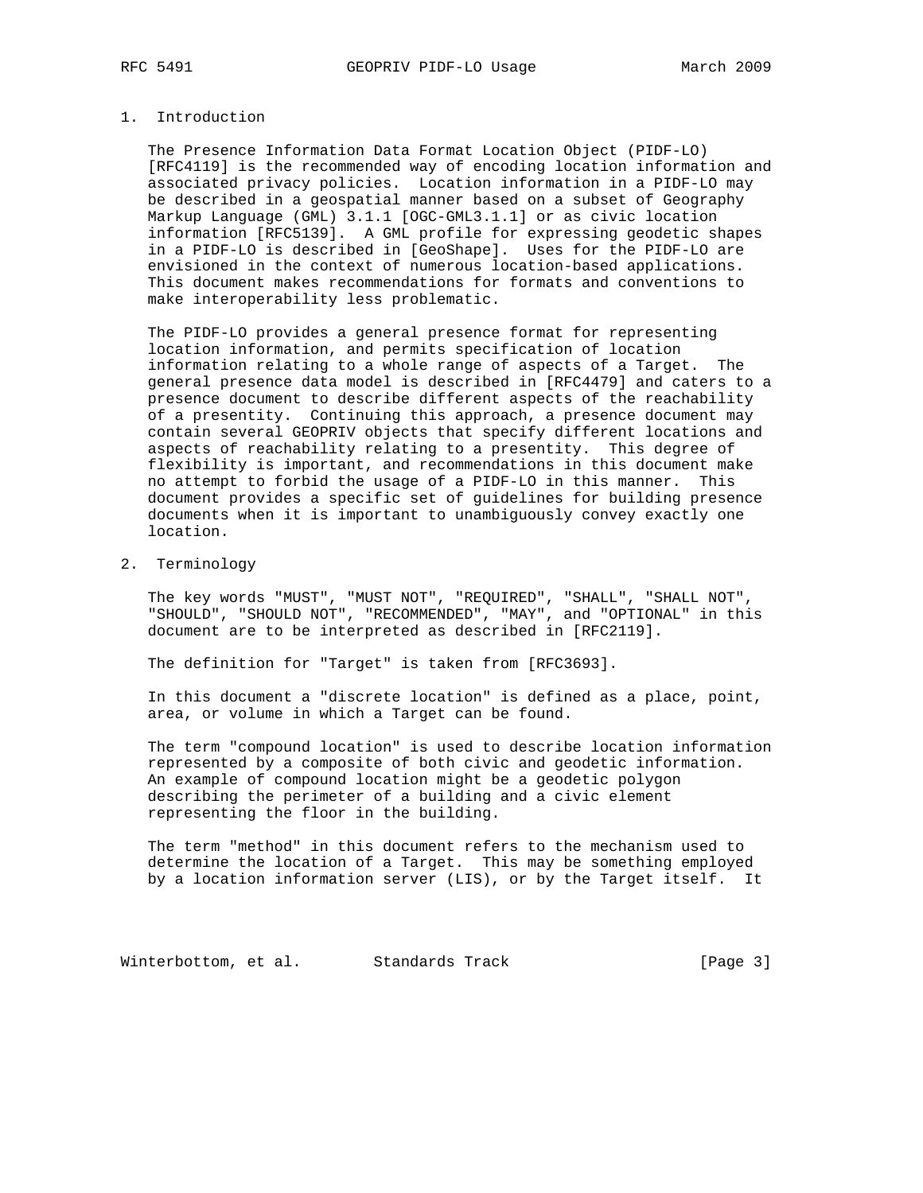## 1. Introduction

The Presence Information Data Format Location Object (PIDF-LO) [RFC4119] is the recommended way of encoding location information and associated privacy policies. Location information in a PIDF-LO may be described in a geospatial manner based on a subset of Geography Markup Language (GML) 3.1.1 [OGC-GML3.1.1] or as civic location information [RFC5139]. A GML profile for expressing geodetic shapes in a PIDF-LO is described in [GeoShape]. Uses for the PIDF-LO are envisioned in the context of numerous location-based applications. This document makes recommendations for formats and conventions to make interoperability less problematic.

The PIDF-LO provides a general presence format for representing location information, and permits specification of location information relating to a whole range of aspects of a Target. The general presence data model is described in [RFC4479] and caters to a presence document to describe different aspects of the reachability of a presentity. Continuing this approach, a presence document may contain several GEOPRIV objects that specify different locations and aspects of reachability relating to a presentity. This degree of flexibility is important, and recommendations in this document make no attempt to forbid the usage of a PIDF-LO in this manner. This document provides a specific set of guidelines for building presence documents when it is important to unambiguously convey exactly one location.

## 2. Terminology

The key words "MUST", "MUST NOT", "REQUIRED", "SHALL", "SHALL NOT", "SHOULD", "SHOULD NOT", "RECOMMENDED", "MAY", and "OPTIONAL" in this document are to be interpreted as described in [RFC2119].

The definition for "Target" is taken from [RFC3693].

In this document a "discrete location" is defined as a place, point, area, or volume in which a Target can be found.

The term "compound location" is used to describe location information represented by a composite of both civic and geodetic information. An example of compound location might be a geodetic polygon describing the perimeter of a building and a civic element representing the floor in the building.

The term "method" in this document refers to the mechanism used to determine the location of a Target. This may be something employed by a location information server (LIS), or by the Target itself. It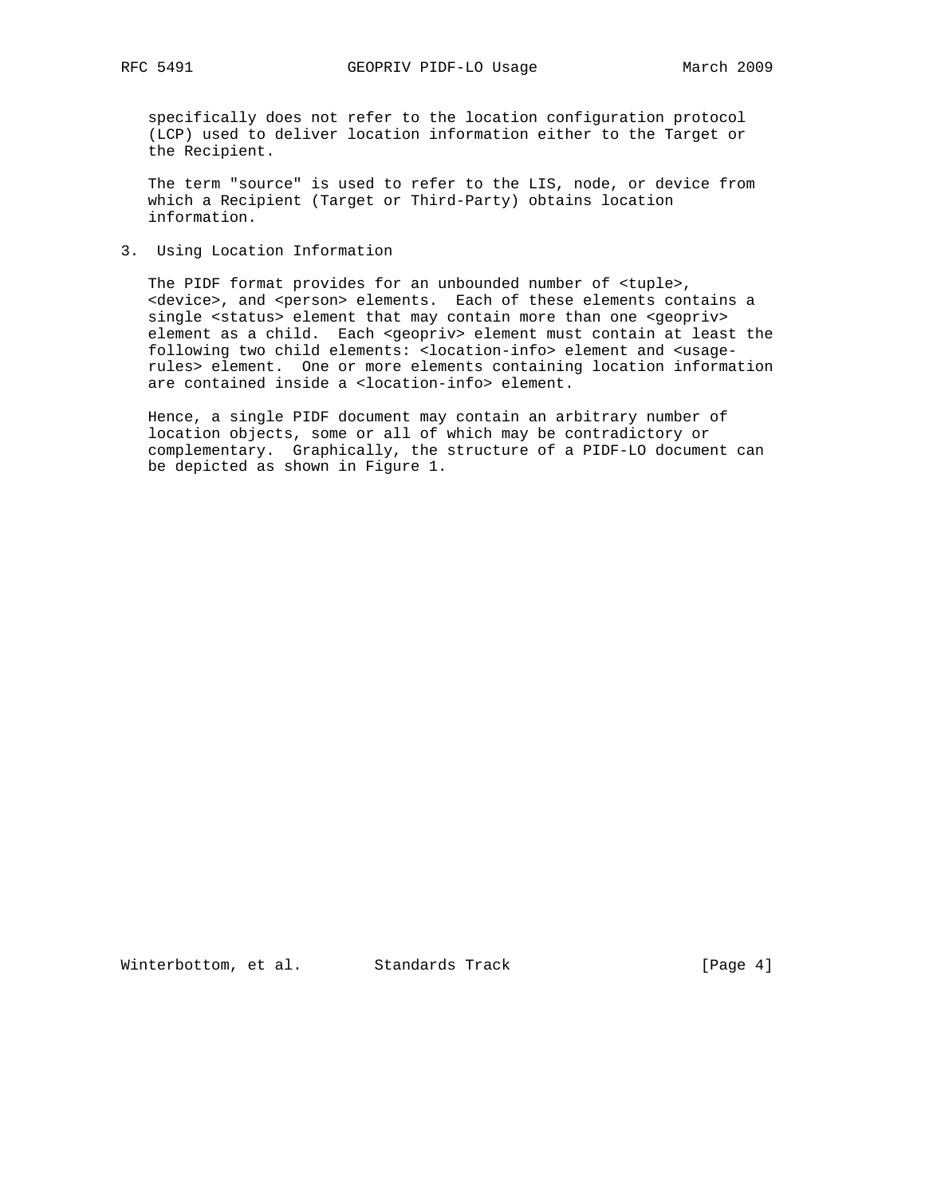specifically does not refer to the location configuration protocol (LCP) used to deliver location information either to the Target or the Recipient.

The term "source" is used to refer to the LIS, node, or device from which a Recipient (Target or Third-Party) obtains location information.

## 3. Using Location Information

The PIDF format provides for an unbounded number of <tuple>, <device>, and <person> elements. Each of these elements contains a single <status> element that may contain more than one <geopriv> element as a child. Each <geopriv> element must contain at least the following two child elements: <location-info> element and <usage-rules> element. One or more elements containing location information are contained inside a <location-info> element.

Hence, a single PIDF document may contain an arbitrary number of location objects, some or all of which may be contradictory or complementary. Graphically, the structure of a PIDF-LO document can be depicted as shown in Figure 1.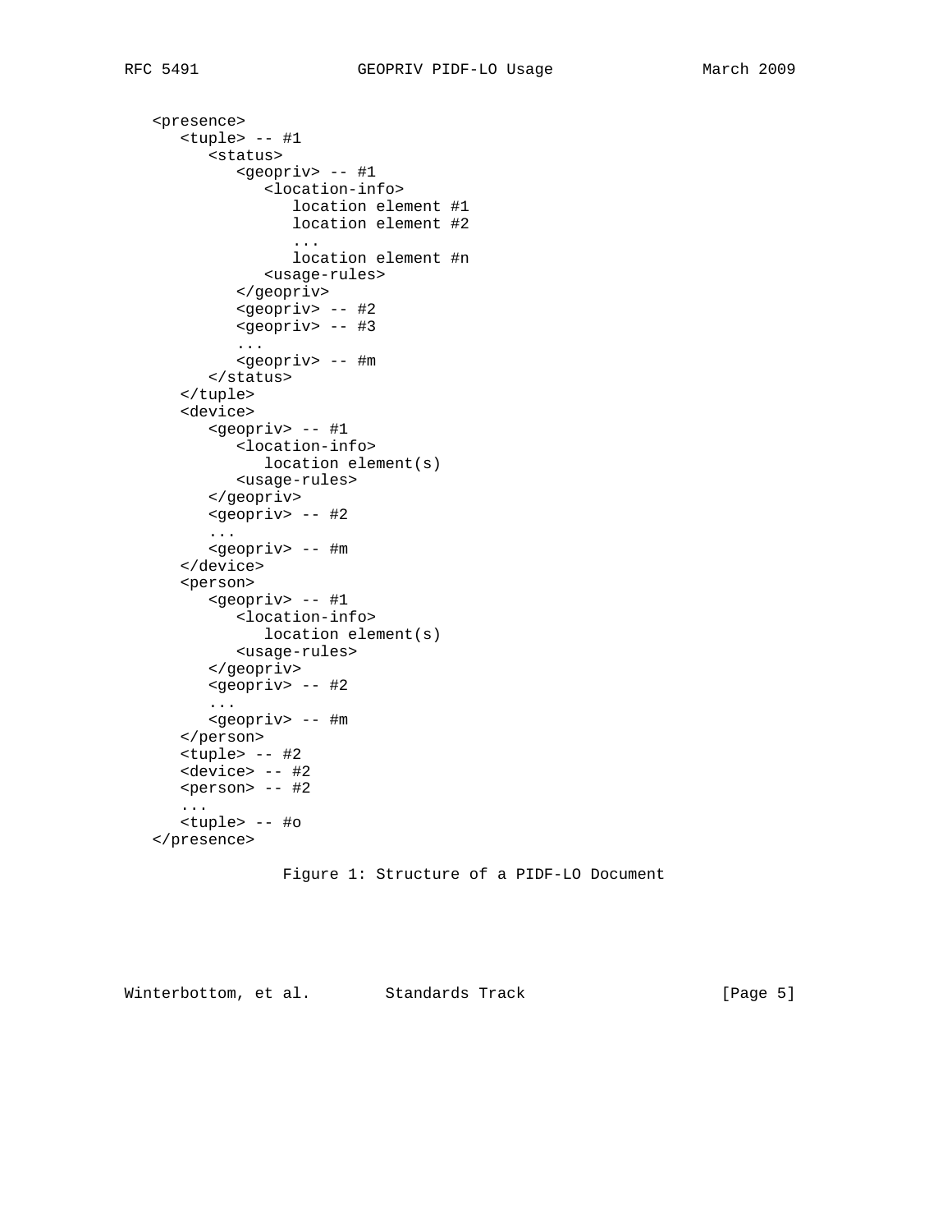```
   <presence>
      <tuple> -- #1
         <status>
            <geopriv> -- #1
               <location-info>
                  location element #1
                  location element #2
                  ...
                  location element #n
               <usage-rules>
            </geopriv>
            <geopriv> -- #2
            <geopriv> -- #3
            ...
            <geopriv> -- #m
         </status>
      </tuple>
      <device>
         <geopriv> -- #1
            <location-info>
               location element(s)
            <usage-rules>
         </geopriv>
         <geopriv> -- #2
         ...
         <geopriv> -- #m
      </device>
      <person>
         <geopriv> -- #1
            <location-info>
               location element(s)
            <usage-rules>
         </geopriv>
         <geopriv> -- #2
         ...
         <geopriv> -- #m
      </person>
      <tuple> -- #2
      <device> -- #2
      <person> -- #2
      ...
      <tuple> -- #o
   </presence>
```

Figure 1: Structure of a PIDF-LO Document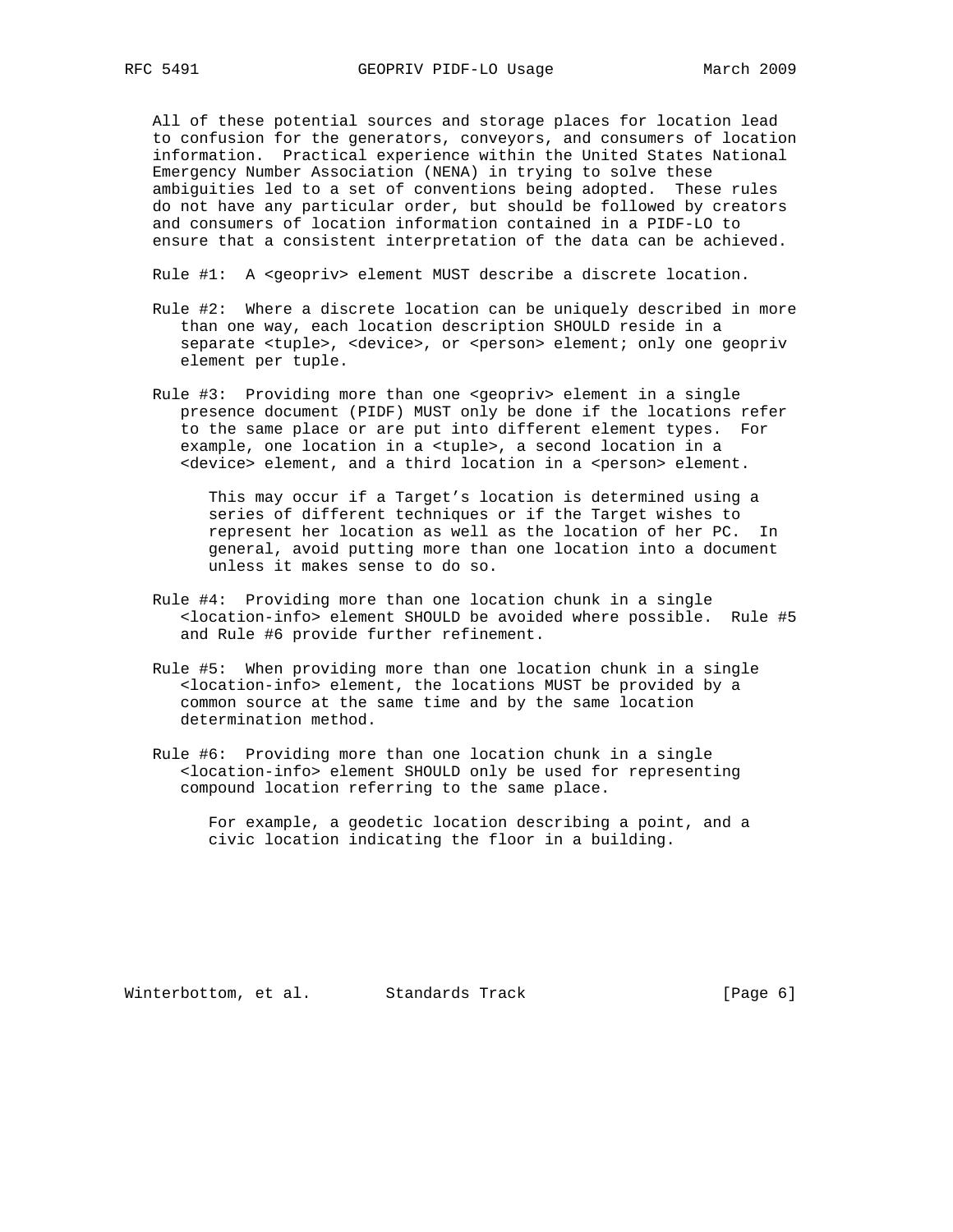All of these potential sources and storage places for location lead to confusion for the generators, conveyors, and consumers of location information. Practical experience within the United States National Emergency Number Association (NENA) in trying to solve these ambiguities led to a set of conventions being adopted. These rules do not have any particular order, but should be followed by creators and consumers of location information contained in a PIDF-LO to ensure that a consistent interpretation of the data can be achieved.

Rule #1: A <geopriv> element MUST describe a discrete location.

Rule #2: Where a discrete location can be uniquely described in more than one way, each location description SHOULD reside in a separate <tuple>, <device>, or <person> element; only one geopriv element per tuple.

Rule #3: Providing more than one <geopriv> element in a single presence document (PIDF) MUST only be done if the locations refer to the same place or are put into different element types. For example, one location in a <tuple>, a second location in a <device> element, and a third location in a <person> element.

> This may occur if a Target's location is determined using a series of different techniques or if the Target wishes to represent her location as well as the location of her PC. In general, avoid putting more than one location into a document unless it makes sense to do so.

Rule #4: Providing more than one location chunk in a single <location-info> element SHOULD be avoided where possible. Rule #5 and Rule #6 provide further refinement.

Rule #5: When providing more than one location chunk in a single <location-info> element, the locations MUST be provided by a common source at the same time and by the same location determination method.

Rule #6: Providing more than one location chunk in a single <location-info> element SHOULD only be used for representing compound location referring to the same place.

> For example, a geodetic location describing a point, and a civic location indicating the floor in a building.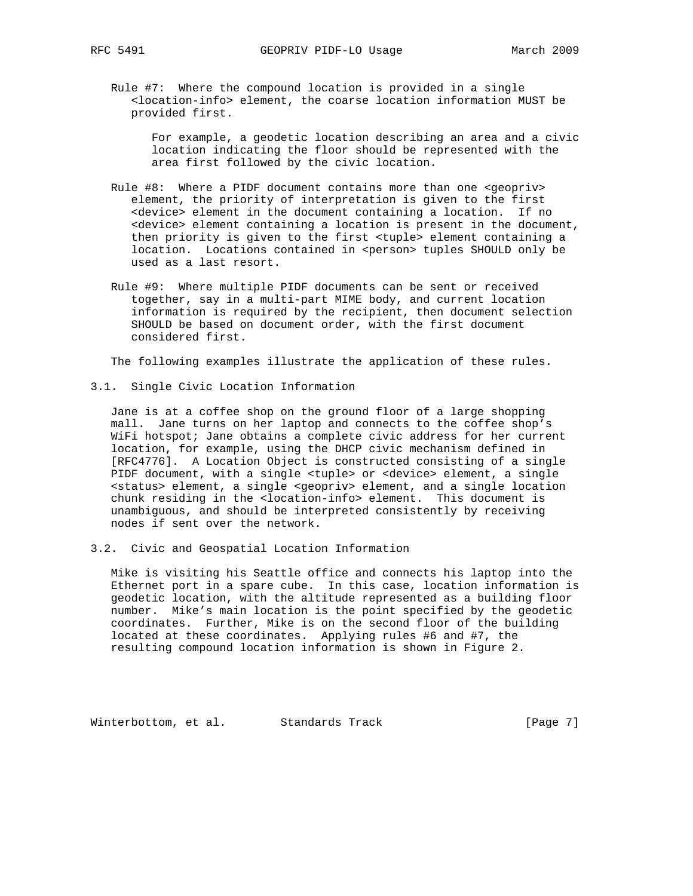Rule #7: Where the compound location is provided in a single <location-info> element, the coarse location information MUST be provided first.

> For example, a geodetic location describing an area and a civic location indicating the floor should be represented with the area first followed by the civic location.

Rule #8: Where a PIDF document contains more than one <geopriv> element, the priority of interpretation is given to the first <device> element in the document containing a location. If no <device> element containing a location is present in the document, then priority is given to the first <tuple> element containing a location. Locations contained in <person> tuples SHOULD only be used as a last resort.

Rule #9: Where multiple PIDF documents can be sent or received together, say in a multi-part MIME body, and current location information is required by the recipient, then document selection SHOULD be based on document order, with the first document considered first.

The following examples illustrate the application of these rules.

### 3.1. Single Civic Location Information

Jane is at a coffee shop on the ground floor of a large shopping mall. Jane turns on her laptop and connects to the coffee shop's WiFi hotspot; Jane obtains a complete civic address for her current location, for example, using the DHCP civic mechanism defined in [RFC4776]. A Location Object is constructed consisting of a single PIDF document, with a single <tuple> or <device> element, a single <status> element, a single <geopriv> element, and a single location chunk residing in the <location-info> element. This document is unambiguous, and should be interpreted consistently by receiving nodes if sent over the network.

### 3.2. Civic and Geospatial Location Information

Mike is visiting his Seattle office and connects his laptop into the Ethernet port in a spare cube. In this case, location information is geodetic location, with the altitude represented as a building floor number. Mike's main location is the point specified by the geodetic coordinates. Further, Mike is on the second floor of the building located at these coordinates. Applying rules #6 and #7, the resulting compound location information is shown in Figure 2.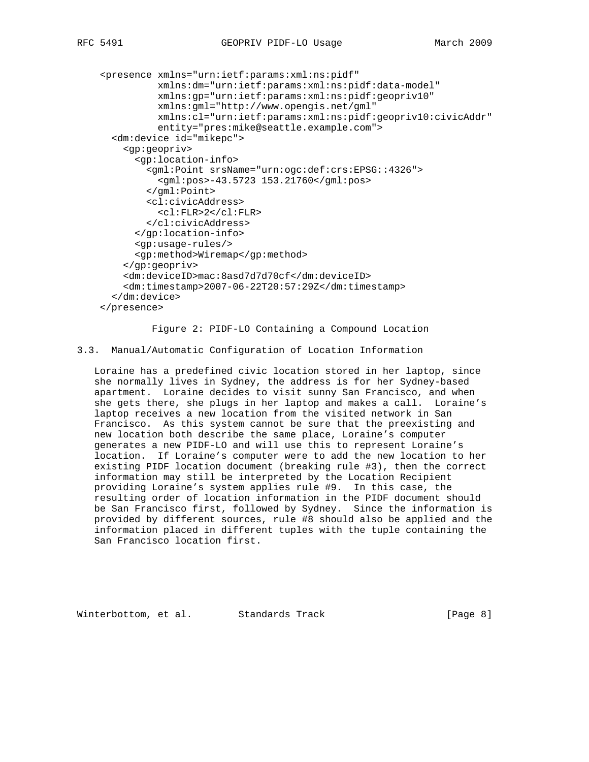```
<presence xmlns="urn:ietf:params:xml:ns:pidf"
          xmlns:dm="urn:ietf:params:xml:ns:pidf:data-model"
          xmlns:gp="urn:ietf:params:xml:ns:pidf:geopriv10"
          xmlns:gml="http://www.opengis.net/gml"
          xmlns:cl="urn:ietf:params:xml:ns:pidf:geopriv10:civicAddr"
          entity="pres:mike@seattle.example.com">
  <dm:device id="mikepc">
    <gp:geopriv>
      <gp:location-info>
        <gml:Point srsName="urn:ogc:def:crs:EPSG::4326">
          <gml:pos>-43.5723 153.21760</gml:pos>
        </gml:Point>
        <cl:civicAddress>
          <cl:FLR>2</cl:FLR>
        </cl:civicAddress>
      </gp:location-info>
      <gp:usage-rules/>
      <gp:method>Wiremap</gp:method>
    </gp:geopriv>
    <dm:deviceID>mac:8asd7d7d70cf</dm:deviceID>
    <dm:timestamp>2007-06-22T20:57:29Z</dm:timestamp>
  </dm:device>
</presence>
```

Figure 2: PIDF-LO Containing a Compound Location

### 3.3. Manual/Automatic Configuration of Location Information

Loraine has a predefined civic location stored in her laptop, since she normally lives in Sydney, the address is for her Sydney-based apartment. Loraine decides to visit sunny San Francisco, and when she gets there, she plugs in her laptop and makes a call. Loraine's laptop receives a new location from the visited network in San Francisco. As this system cannot be sure that the preexisting and new location both describe the same place, Loraine's computer generates a new PIDF-LO and will use this to represent Loraine's location. If Loraine's computer were to add the new location to her existing PIDF location document (breaking rule #3), then the correct information may still be interpreted by the Location Recipient providing Loraine's system applies rule #9. In this case, the resulting order of location information in the PIDF document should be San Francisco first, followed by Sydney. Since the information is provided by different sources, rule #8 should also be applied and the information placed in different tuples with the tuple containing the San Francisco location first.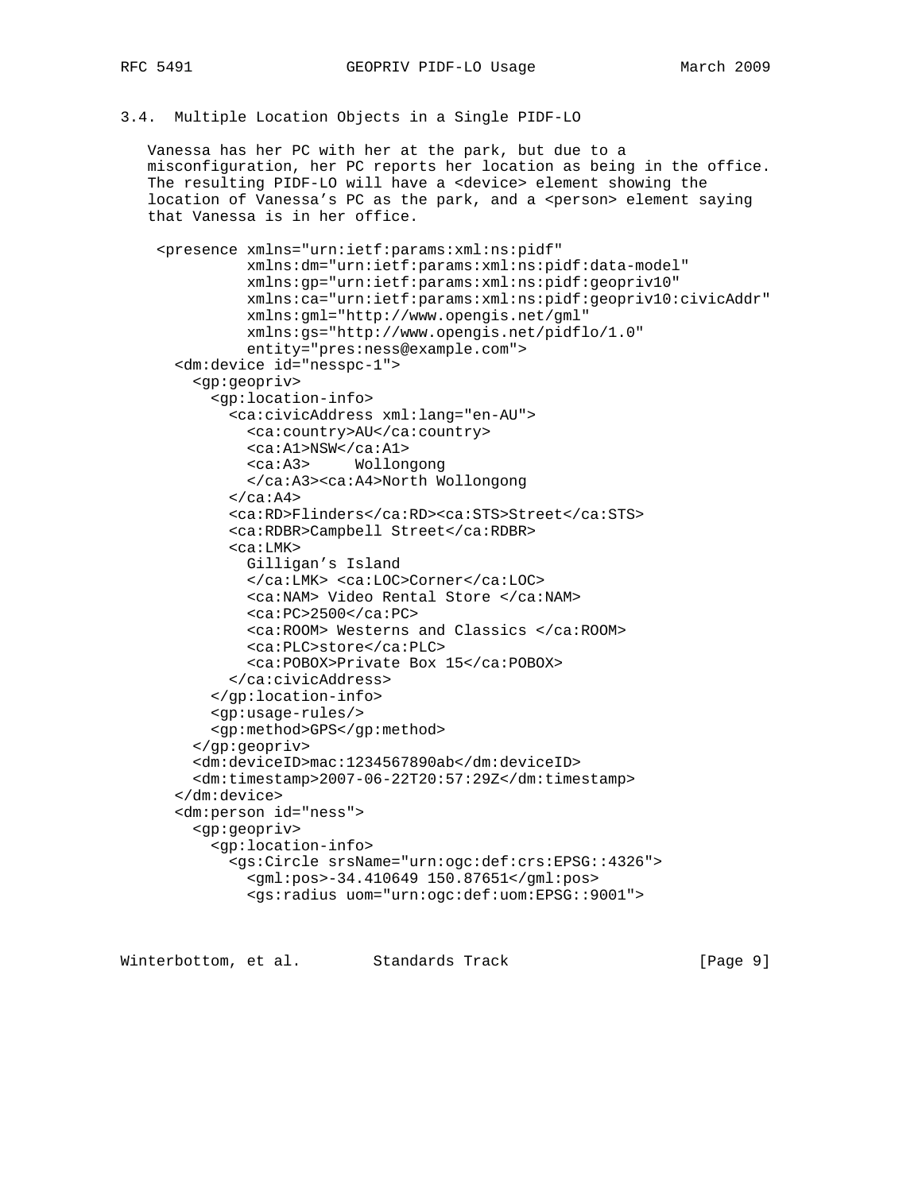### 3.4. Multiple Location Objects in a Single PIDF-LO

Vanessa has her PC with her at the park, but due to a misconfiguration, her PC reports her location as being in the office. The resulting PIDF-LO will have a <device> element showing the location of Vanessa’s PC as the park, and a <person> element saying that Vanessa is in her office.

```
 <presence xmlns="urn:ietf:params:xml:ns:pidf"
           xmlns:dm="urn:ietf:params:xml:ns:pidf:data-model"
           xmlns:gp="urn:ietf:params:xml:ns:pidf:geopriv10"
           xmlns:ca="urn:ietf:params:xml:ns:pidf:geopriv10:civicAddr"
           xmlns:gml="http://www.opengis.net/gml"
           xmlns:gs="http://www.opengis.net/pidflo/1.0"
           entity="pres:ness@example.com">
   <dm:device id="nesspc-1">
     <gp:geopriv>
       <gp:location-info>
         <ca:civicAddress xml:lang="en-AU">
           <ca:country>AU</ca:country>
           <ca:A1>NSW</ca:A1>
           <ca:A3>     Wollongong
           </ca:A3><ca:A4>North Wollongong
         </ca:A4>
         <ca:RD>Flinders</ca:RD><ca:STS>Street</ca:STS>
         <ca:RDBR>Campbell Street</ca:RDBR>
         <ca:LMK>
           Gilligan’s Island
           </ca:LMK> <ca:LOC>Corner</ca:LOC>
           <ca:NAM> Video Rental Store </ca:NAM>
           <ca:PC>2500</ca:PC>
           <ca:ROOM> Westerns and Classics </ca:ROOM>
           <ca:PLC>store</ca:PLC>
           <ca:POBOX>Private Box 15</ca:POBOX>
         </ca:civicAddress>
       </gp:location-info>
       <gp:usage-rules/>
       <gp:method>GPS</gp:method>
     </gp:geopriv>
     <dm:deviceID>mac:1234567890ab</dm:deviceID>
     <dm:timestamp>2007-06-22T20:57:29Z</dm:timestamp>
   </dm:device>
   <dm:person id="ness">
     <gp:geopriv>
       <gp:location-info>
         <gs:Circle srsName="urn:ogc:def:crs:EPSG::4326">
           <gml:pos>-34.410649 150.87651</gml:pos>
           <gs:radius uom="urn:ogc:def:uom:EPSG::9001">
```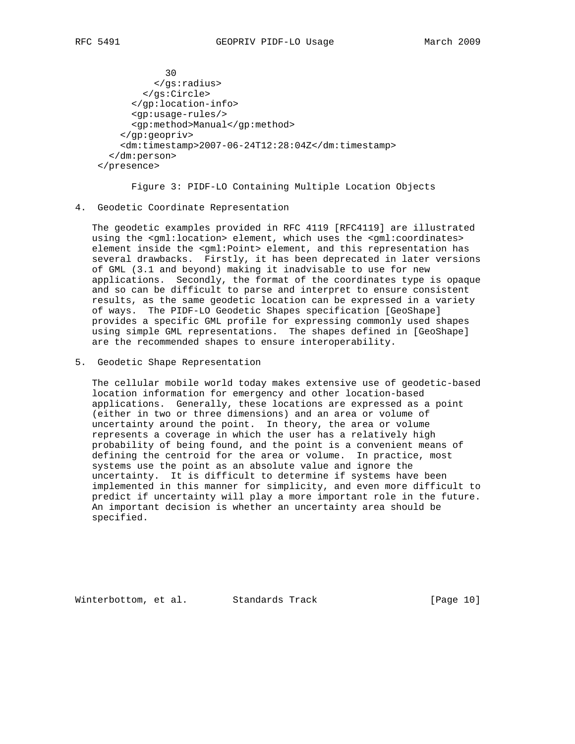```
              30
            </gs:radius>
          </gs:Circle>
        </gp:location-info>
        <gp:usage-rules/>
        <gp:method>Manual</gp:method>
      </gp:geopriv>
      <dm:timestamp>2007-06-24T12:28:04Z</dm:timestamp>
    </dm:person>
  </presence>
```

Figure 3: PIDF-LO Containing Multiple Location Objects

## 4. Geodetic Coordinate Representation

The geodetic examples provided in RFC 4119 [RFC4119] are illustrated using the <gml:location> element, which uses the <gml:coordinates> element inside the <gml:Point> element, and this representation has several drawbacks. Firstly, it has been deprecated in later versions of GML (3.1 and beyond) making it inadvisable to use for new applications. Secondly, the format of the coordinates type is opaque and so can be difficult to parse and interpret to ensure consistent results, as the same geodetic location can be expressed in a variety of ways. The PIDF-LO Geodetic Shapes specification [GeoShape] provides a specific GML profile for expressing commonly used shapes using simple GML representations. The shapes defined in [GeoShape] are the recommended shapes to ensure interoperability.

## 5. Geodetic Shape Representation

The cellular mobile world today makes extensive use of geodetic-based location information for emergency and other location-based applications. Generally, these locations are expressed as a point (either in two or three dimensions) and an area or volume of uncertainty around the point. In theory, the area or volume represents a coverage in which the user has a relatively high probability of being found, and the point is a convenient means of defining the centroid for the area or volume. In practice, most systems use the point as an absolute value and ignore the uncertainty. It is difficult to determine if systems have been implemented in this manner for simplicity, and even more difficult to predict if uncertainty will play a more important role in the future. An important decision is whether an uncertainty area should be specified.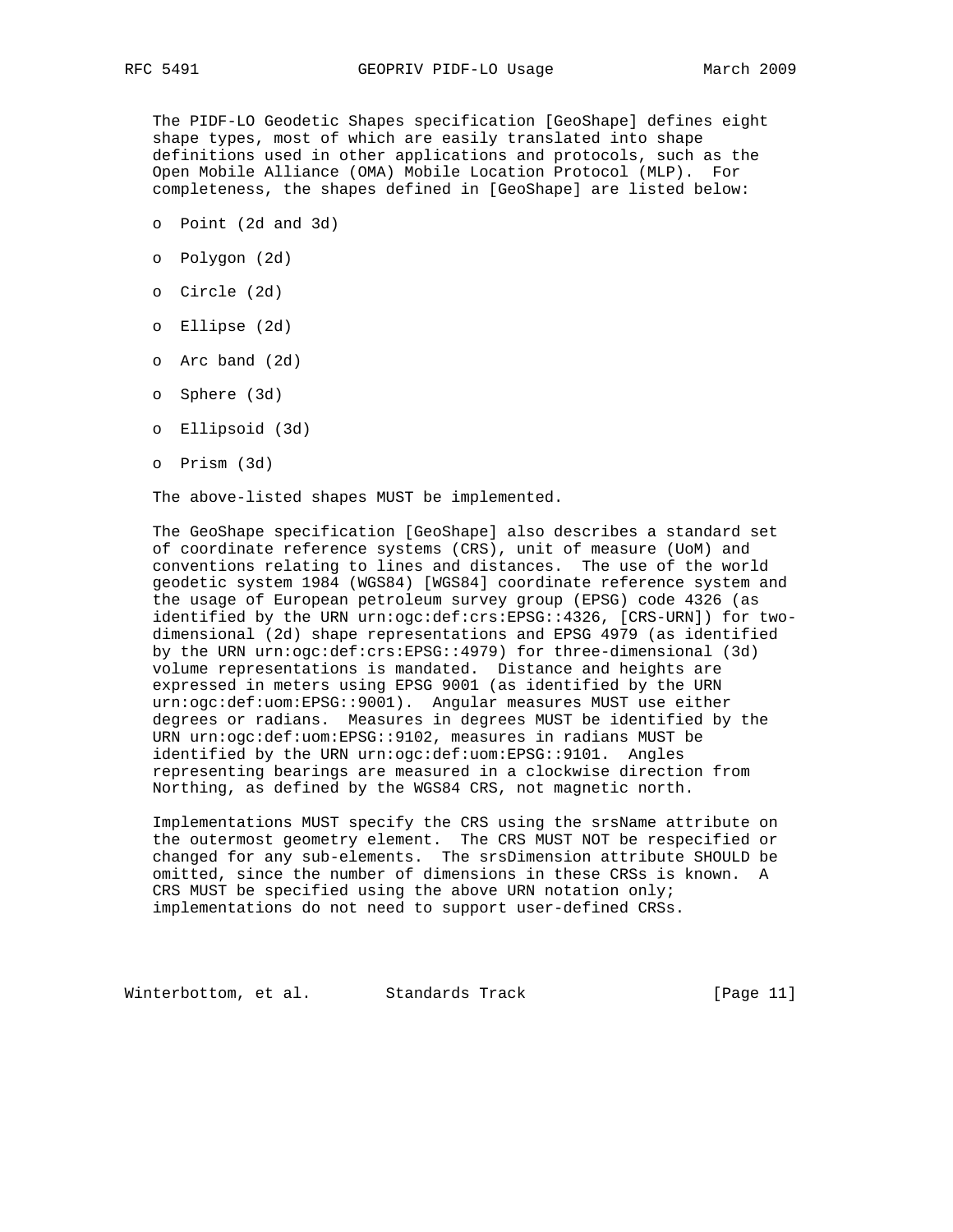The PIDF-LO Geodetic Shapes specification [GeoShape] defines eight shape types, most of which are easily translated into shape definitions used in other applications and protocols, such as the Open Mobile Alliance (OMA) Mobile Location Protocol (MLP). For completeness, the shapes defined in [GeoShape] are listed below:

- Point (2d and 3d)
- Polygon (2d)
- Circle (2d)
- Ellipse (2d)
- Arc band (2d)
- Sphere (3d)
- Ellipsoid (3d)
- Prism (3d)

The above-listed shapes MUST be implemented.

The GeoShape specification [GeoShape] also describes a standard set of coordinate reference systems (CRS), unit of measure (UoM) and conventions relating to lines and distances. The use of the world geodetic system 1984 (WGS84) [WGS84] coordinate reference system and the usage of European petroleum survey group (EPSG) code 4326 (as identified by the URN urn:ogc:def:crs:EPSG::4326, [CRS-URN]) for two-dimensional (2d) shape representations and EPSG 4979 (as identified by the URN urn:ogc:def:crs:EPSG::4979) for three-dimensional (3d) volume representations is mandated. Distance and heights are expressed in meters using EPSG 9001 (as identified by the URN urn:ogc:def:uom:EPSG::9001). Angular measures MUST use either degrees or radians. Measures in degrees MUST be identified by the URN urn:ogc:def:uom:EPSG::9102, measures in radians MUST be identified by the URN urn:ogc:def:uom:EPSG::9101. Angles representing bearings are measured in a clockwise direction from Northing, as defined by the WGS84 CRS, not magnetic north.

Implementations MUST specify the CRS using the srsName attribute on the outermost geometry element. The CRS MUST NOT be respecified or changed for any sub-elements. The srsDimension attribute SHOULD be omitted, since the number of dimensions in these CRSs is known. A CRS MUST be specified using the above URN notation only; implementations do not need to support user-defined CRSs.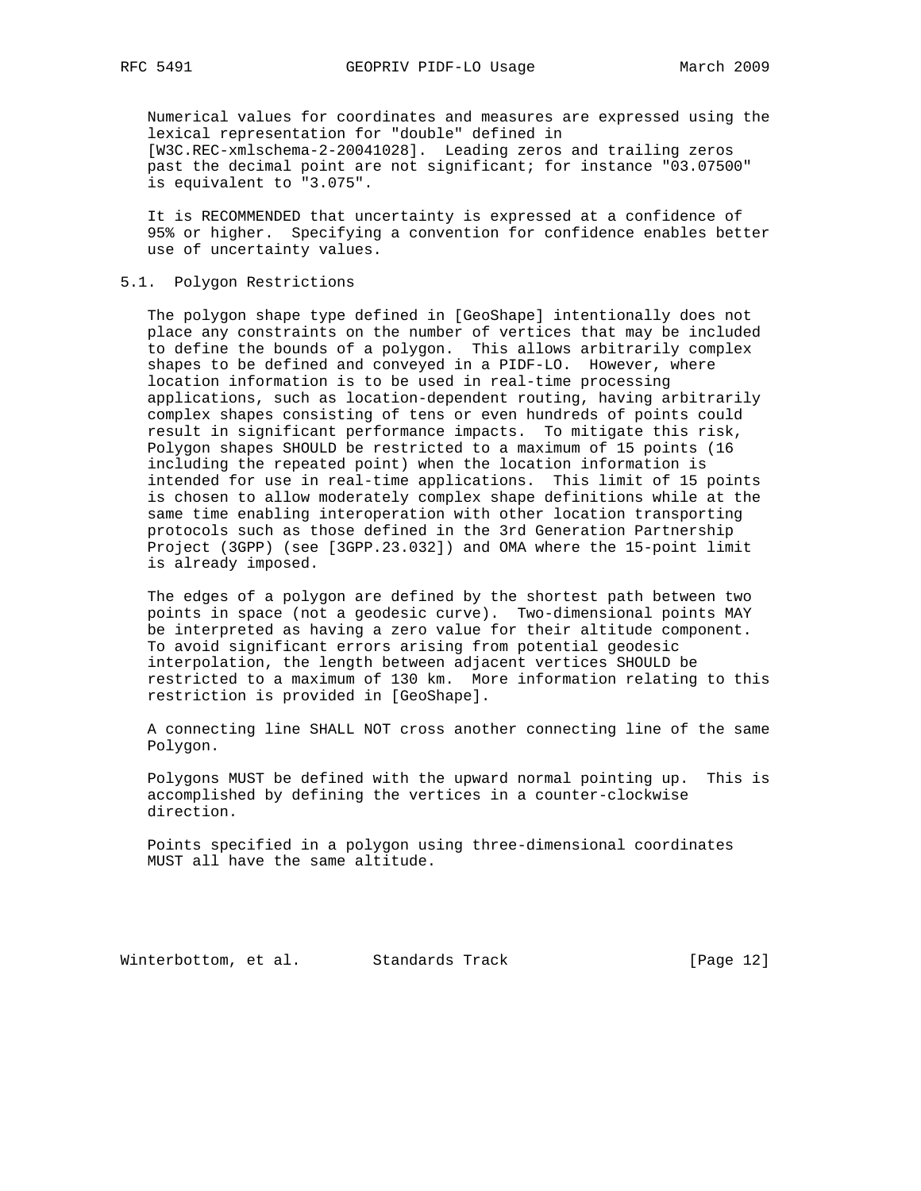Numerical values for coordinates and measures are expressed using the lexical representation for "double" defined in [W3C.REC-xmlschema-2-20041028]. Leading zeros and trailing zeros past the decimal point are not significant; for instance "03.07500" is equivalent to "3.075".

It is RECOMMENDED that uncertainty is expressed at a confidence of 95% or higher. Specifying a convention for confidence enables better use of uncertainty values.

### 5.1. Polygon Restrictions

The polygon shape type defined in [GeoShape] intentionally does not place any constraints on the number of vertices that may be included to define the bounds of a polygon. This allows arbitrarily complex shapes to be defined and conveyed in a PIDF-LO. However, where location information is to be used in real-time processing applications, such as location-dependent routing, having arbitrarily complex shapes consisting of tens or even hundreds of points could result in significant performance impacts. To mitigate this risk, Polygon shapes SHOULD be restricted to a maximum of 15 points (16 including the repeated point) when the location information is intended for use in real-time applications. This limit of 15 points is chosen to allow moderately complex shape definitions while at the same time enabling interoperation with other location transporting protocols such as those defined in the 3rd Generation Partnership Project (3GPP) (see [3GPP.23.032]) and OMA where the 15-point limit is already imposed.

The edges of a polygon are defined by the shortest path between two points in space (not a geodesic curve). Two-dimensional points MAY be interpreted as having a zero value for their altitude component. To avoid significant errors arising from potential geodesic interpolation, the length between adjacent vertices SHOULD be restricted to a maximum of 130 km. More information relating to this restriction is provided in [GeoShape].

A connecting line SHALL NOT cross another connecting line of the same Polygon.

Polygons MUST be defined with the upward normal pointing up. This is accomplished by defining the vertices in a counter-clockwise direction.

Points specified in a polygon using three-dimensional coordinates MUST all have the same altitude.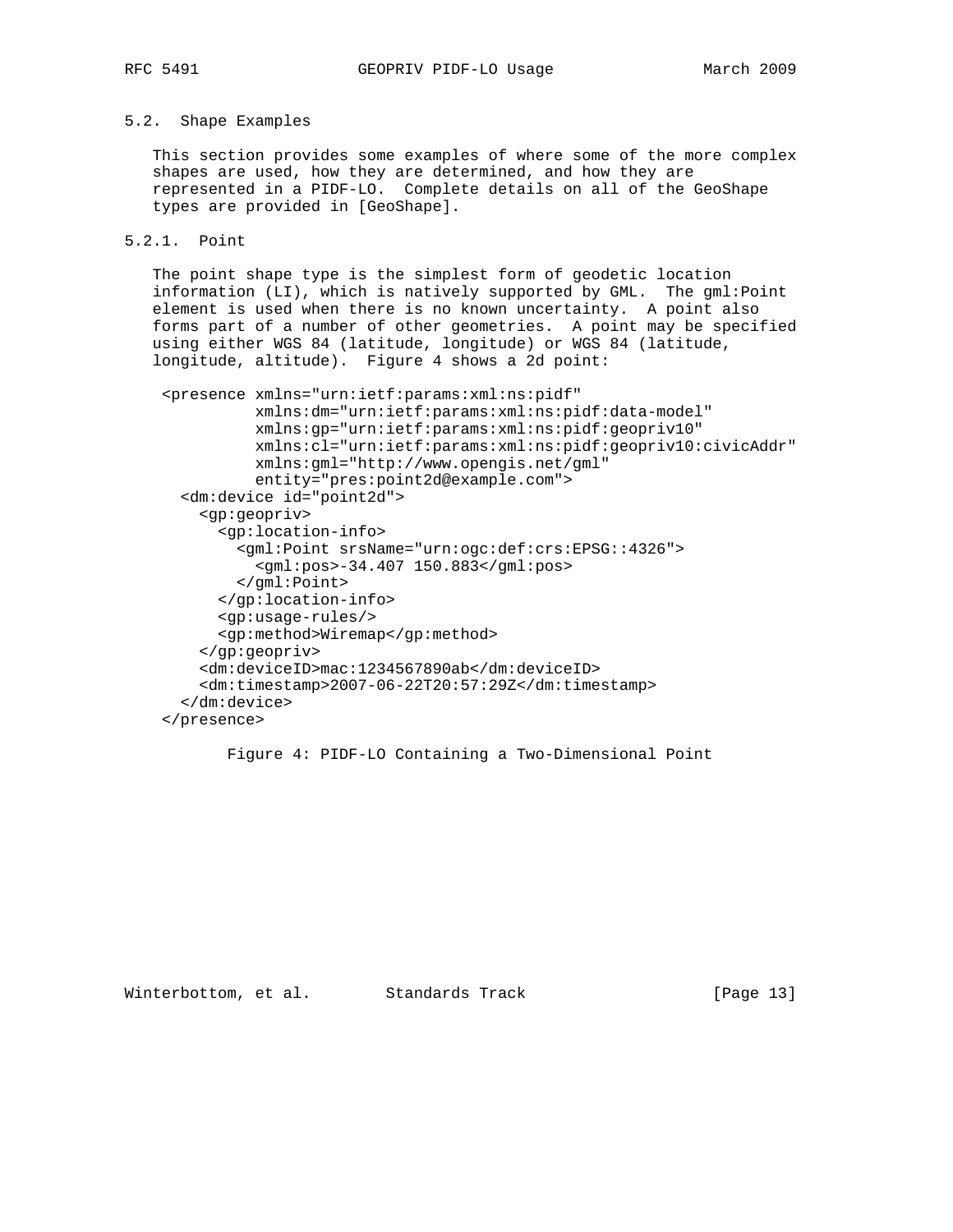## 5.2. Shape Examples

This section provides some examples of where some of the more complex shapes are used, how they are determined, and how they are represented in a PIDF-LO. Complete details on all of the GeoShape types are provided in [GeoShape].

### 5.2.1. Point

The point shape type is the simplest form of geodetic location information (LI), which is natively supported by GML. The gml:Point element is used when there is no known uncertainty. A point also forms part of a number of other geometries. A point may be specified using either WGS 84 (latitude, longitude) or WGS 84 (latitude, longitude, altitude). Figure 4 shows a 2d point:

```
<presence xmlns="urn:ietf:params:xml:ns:pidf"
          xmlns:dm="urn:ietf:params:xml:ns:pidf:data-model"
          xmlns:gp="urn:ietf:params:xml:ns:pidf:geopriv10"
          xmlns:cl="urn:ietf:params:xml:ns:pidf:geopriv10:civicAddr"
          xmlns:gml="http://www.opengis.net/gml"
          entity="pres:point2d@example.com">
  <dm:device id="point2d">
    <gp:geopriv>
      <gp:location-info>
        <gml:Point srsName="urn:ogc:def:crs:EPSG::4326">
          <gml:pos>-34.407 150.883</gml:pos>
        </gml:Point>
      </gp:location-info>
      <gp:usage-rules/>
      <gp:method>Wiremap</gp:method>
    </gp:geopriv>
    <dm:deviceID>mac:1234567890ab</dm:deviceID>
    <dm:timestamp>2007-06-22T20:57:29Z</dm:timestamp>
  </dm:device>
</presence>
```

Figure 4: PIDF-LO Containing a Two-Dimensional Point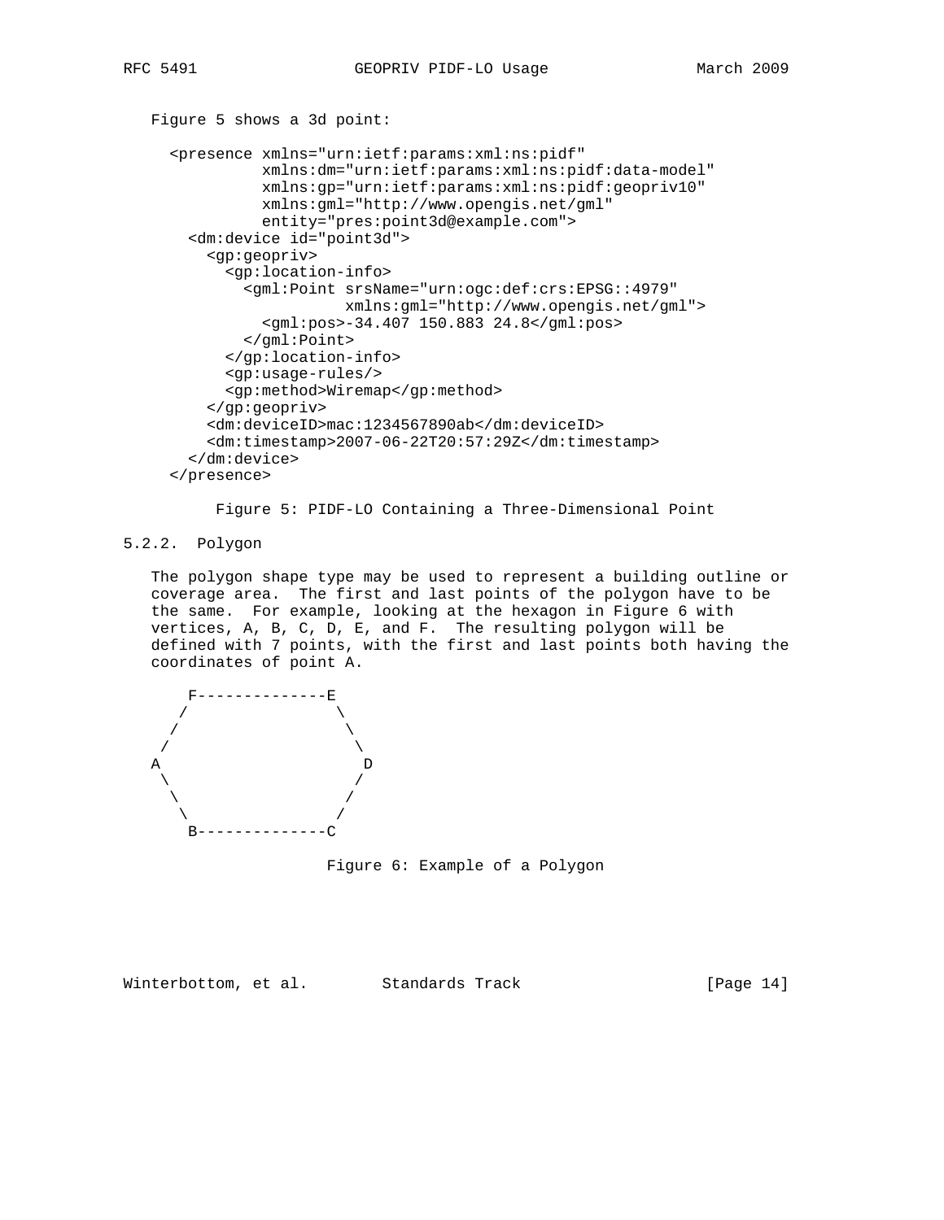Figure 5 shows a 3d point:

```
<presence xmlns="urn:ietf:params:xml:ns:pidf"
          xmlns:dm="urn:ietf:params:xml:ns:pidf:data-model"
          xmlns:gp="urn:ietf:params:xml:ns:pidf:geopriv10"
          xmlns:gml="http://www.opengis.net/gml"
          entity="pres:point3d@example.com">
  <dm:device id="point3d">
    <gp:geopriv>
      <gp:location-info>
        <gml:Point srsName="urn:ogc:def:crs:EPSG::4979"
                   xmlns:gml="http://www.opengis.net/gml">
          <gml:pos>-34.407 150.883 24.8</gml:pos>
        </gml:Point>
      </gp:location-info>
      <gp:usage-rules/>
      <gp:method>Wiremap</gp:method>
    </gp:geopriv>
    <dm:deviceID>mac:1234567890ab</dm:deviceID>
    <dm:timestamp>2007-06-22T20:57:29Z</dm:timestamp>
  </dm:device>
</presence>
```

Figure 5: PIDF-LO Containing a Three-Dimensional Point

### 5.2.2. Polygon

The polygon shape type may be used to represent a building outline or coverage area. The first and last points of the polygon have to be the same. For example, looking at the hexagon in Figure 6 with vertices, A, B, C, D, E, and F. The resulting polygon will be defined with 7 points, with the first and last points both having the coordinates of point A.

```
    F--------------E
   /                \
  /                  \
 /                    \
A                      D
 \                    /
  \                  /
   \                /
    B--------------C
```

Figure 6: Example of a Polygon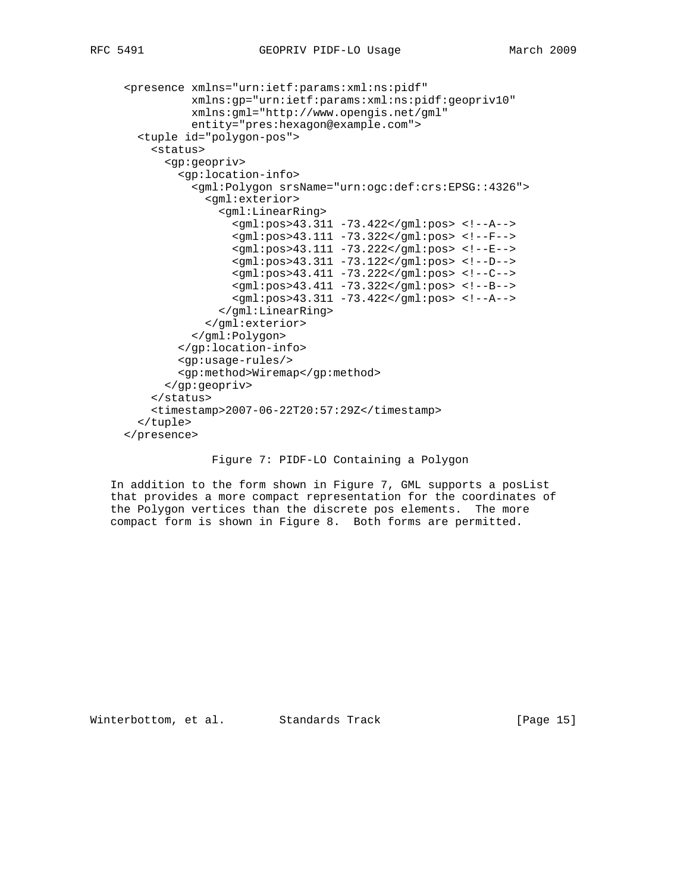```
<presence xmlns="urn:ietf:params:xml:ns:pidf"
          xmlns:gp="urn:ietf:params:xml:ns:pidf:geopriv10"
          xmlns:gml="http://www.opengis.net/gml"
          entity="pres:hexagon@example.com">
  <tuple id="polygon-pos">
    <status>
      <gp:geopriv>
        <gp:location-info>
          <gml:Polygon srsName="urn:ogc:def:crs:EPSG::4326">
            <gml:exterior>
              <gml:LinearRing>
                <gml:pos>43.311 -73.422</gml:pos> <!--A-->
                <gml:pos>43.111 -73.322</gml:pos> <!--F-->
                <gml:pos>43.111 -73.222</gml:pos> <!--E-->
                <gml:pos>43.311 -73.122</gml:pos> <!--D-->
                <gml:pos>43.411 -73.222</gml:pos> <!--C-->
                <gml:pos>43.411 -73.322</gml:pos> <!--B-->
                <gml:pos>43.311 -73.422</gml:pos> <!--A-->
              </gml:LinearRing>
            </gml:exterior>
          </gml:Polygon>
        </gp:location-info>
        <gp:usage-rules/>
        <gp:method>Wiremap</gp:method>
      </gp:geopriv>
    </status>
    <timestamp>2007-06-22T20:57:29Z</timestamp>
  </tuple>
</presence>
```

Figure 7: PIDF-LO Containing a Polygon

In addition to the form shown in Figure 7, GML supports a posList that provides a more compact representation for the coordinates of the Polygon vertices than the discrete pos elements. The more compact form is shown in Figure 8. Both forms are permitted.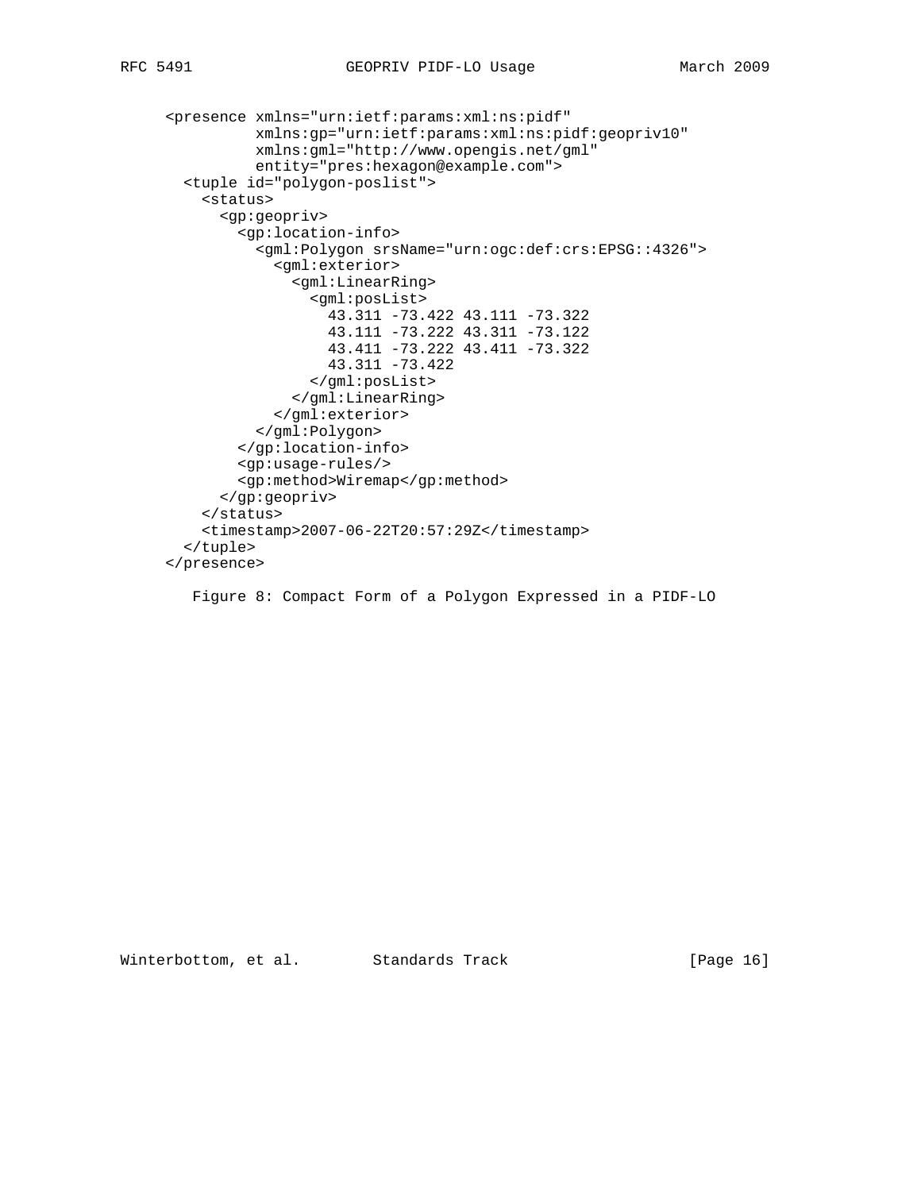```
<presence xmlns="urn:ietf:params:xml:ns:pidf"
          xmlns:gp="urn:ietf:params:xml:ns:pidf:geopriv10"
          xmlns:gml="http://www.opengis.net/gml"
          entity="pres:hexagon@example.com">
  <tuple id="polygon-poslist">
    <status>
      <gp:geopriv>
        <gp:location-info>
          <gml:Polygon srsName="urn:ogc:def:crs:EPSG::4326">
            <gml:exterior>
              <gml:LinearRing>
                <gml:posList>
                  43.311 -73.422 43.111 -73.322
                  43.111 -73.222 43.311 -73.122
                  43.411 -73.222 43.411 -73.322
                  43.311 -73.422
                </gml:posList>
              </gml:LinearRing>
            </gml:exterior>
          </gml:Polygon>
        </gp:location-info>
        <gp:usage-rules/>
        <gp:method>Wiremap</gp:method>
      </gp:geopriv>
    </status>
    <timestamp>2007-06-22T20:57:29Z</timestamp>
  </tuple>
</presence>
```

Figure 8: Compact Form of a Polygon Expressed in a PIDF-LO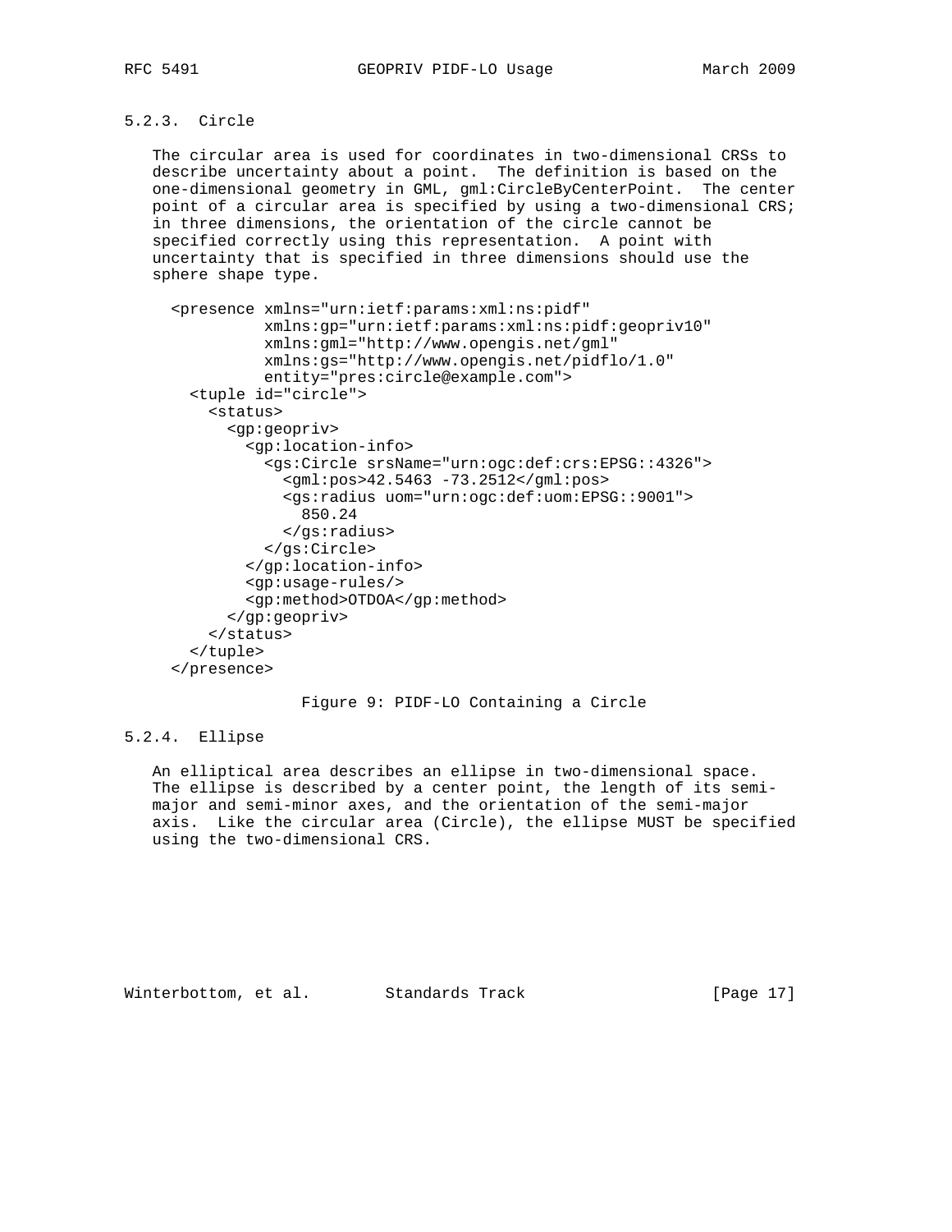### 5.2.3. Circle

The circular area is used for coordinates in two-dimensional CRSs to describe uncertainty about a point. The definition is based on the one-dimensional geometry in GML, gml:CircleByCenterPoint. The center point of a circular area is specified by using a two-dimensional CRS; in three dimensions, the orientation of the circle cannot be specified correctly using this representation. A point with uncertainty that is specified in three dimensions should use the sphere shape type.

```
<presence xmlns="urn:ietf:params:xml:ns:pidf"
          xmlns:gp="urn:ietf:params:xml:ns:pidf:geopriv10"
          xmlns:gml="http://www.opengis.net/gml"
          xmlns:gs="http://www.opengis.net/pidflo/1.0"
          entity="pres:circle@example.com">
  <tuple id="circle">
    <status>
      <gp:geopriv>
        <gp:location-info>
          <gs:Circle srsName="urn:ogc:def:crs:EPSG::4326">
            <gml:pos>42.5463 -73.2512</gml:pos>
            <gs:radius uom="urn:ogc:def:uom:EPSG::9001">
              850.24
            </gs:radius>
          </gs:Circle>
        </gp:location-info>
        <gp:usage-rules/>
        <gp:method>OTDOA</gp:method>
      </gp:geopriv>
    </status>
  </tuple>
</presence>
```

Figure 9: PIDF-LO Containing a Circle

### 5.2.4. Ellipse

An elliptical area describes an ellipse in two-dimensional space. The ellipse is described by a center point, the length of its semi-major and semi-minor axes, and the orientation of the semi-major axis. Like the circular area (Circle), the ellipse MUST be specified using the two-dimensional CRS.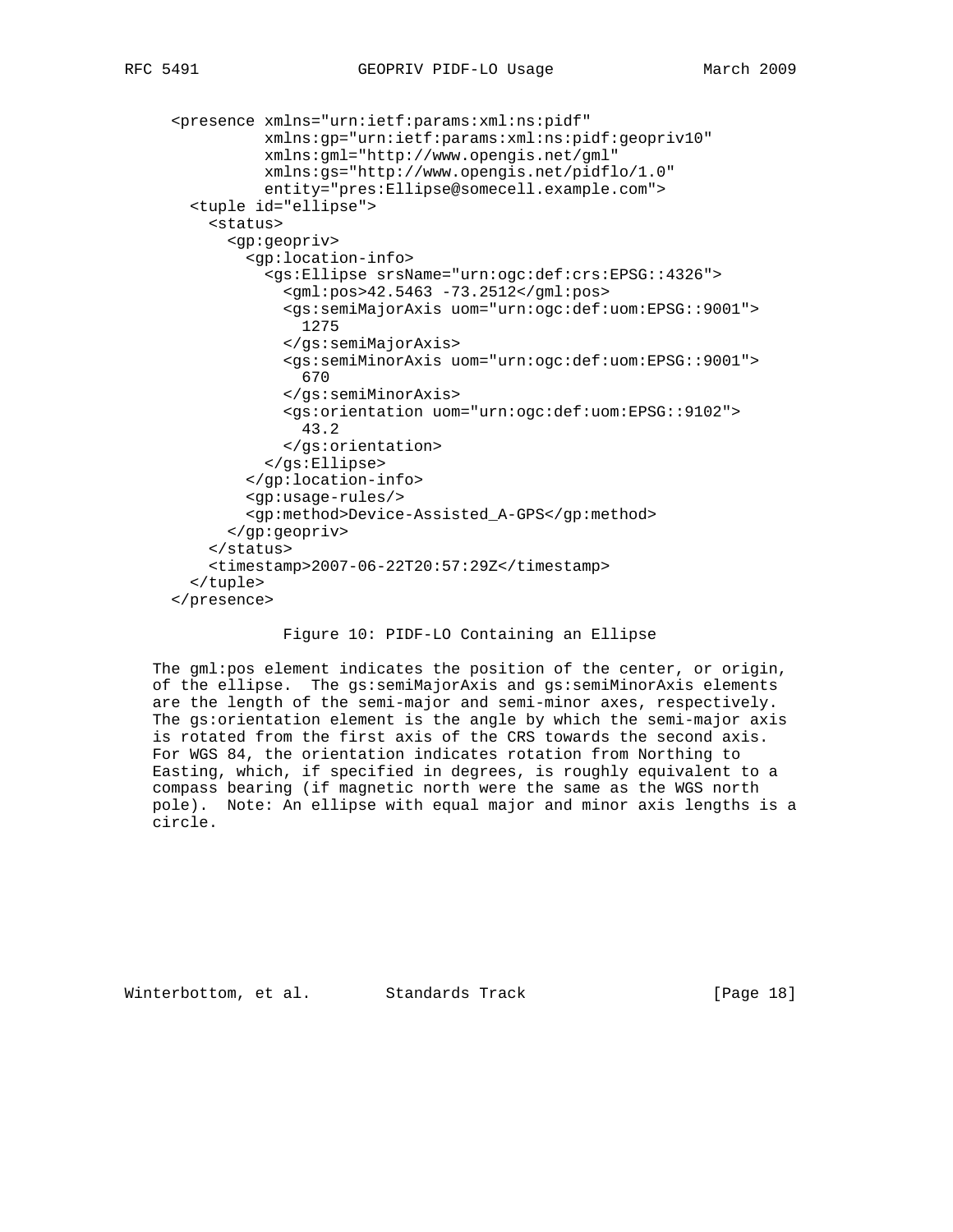```
<presence xmlns="urn:ietf:params:xml:ns:pidf"
          xmlns:gp="urn:ietf:params:xml:ns:pidf:geopriv10"
          xmlns:gml="http://www.opengis.net/gml"
          xmlns:gs="http://www.opengis.net/pidflo/1.0"
          entity="pres:Ellipse@somecell.example.com">
  <tuple id="ellipse">
    <status>
      <gp:geopriv>
        <gp:location-info>
          <gs:Ellipse srsName="urn:ogc:def:crs:EPSG::4326">
            <gml:pos>42.5463 -73.2512</gml:pos>
            <gs:semiMajorAxis uom="urn:ogc:def:uom:EPSG::9001">
              1275
            </gs:semiMajorAxis>
            <gs:semiMinorAxis uom="urn:ogc:def:uom:EPSG::9001">
              670
            </gs:semiMinorAxis>
            <gs:orientation uom="urn:ogc:def:uom:EPSG::9102">
              43.2
            </gs:orientation>
          </gs:Ellipse>
        </gp:location-info>
        <gp:usage-rules/>
        <gp:method>Device-Assisted_A-GPS</gp:method>
      </gp:geopriv>
    </status>
    <timestamp>2007-06-22T20:57:29Z</timestamp>
  </tuple>
</presence>
```

Figure 10: PIDF-LO Containing an Ellipse

The gml:pos element indicates the position of the center, or origin, of the ellipse. The gs:semiMajorAxis and gs:semiMinorAxis elements are the length of the semi-major and semi-minor axes, respectively. The gs:orientation element is the angle by which the semi-major axis is rotated from the first axis of the CRS towards the second axis. For WGS 84, the orientation indicates rotation from Northing to Easting, which, if specified in degrees, is roughly equivalent to a compass bearing (if magnetic north were the same as the WGS north pole). Note: An ellipse with equal major and minor axis lengths is a circle.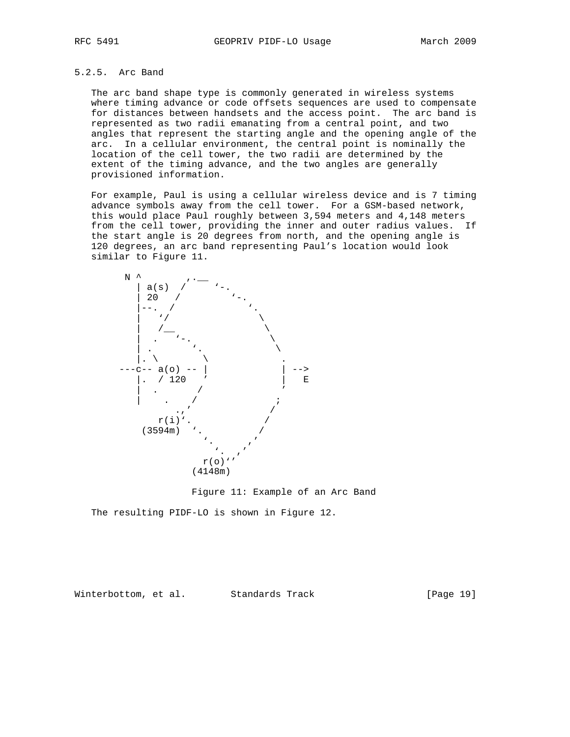### 5.2.5. Arc Band

The arc band shape type is commonly generated in wireless systems where timing advance or code offsets sequences are used to compensate for distances between handsets and the access point. The arc band is represented as two radii emanating from a central point, and two angles that represent the starting angle and the opening angle of the arc. In a cellular environment, the central point is nominally the location of the cell tower, the two radii are determined by the extent of the timing advance, and the two angles are generally provisioned information.

For example, Paul is using a cellular wireless device and is 7 timing advance symbols away from the cell tower. For a GSM-based network, this would place Paul roughly between 3,594 meters and 4,148 meters from the cell tower, providing the inner and outer radius values. If the start angle is 20 degrees from north, and the opening angle is 120 degrees, an arc band representing Paul's location would look similar to Figure 11.

```
       N ^        ,.__
         | a(s)  /     `-.
         | 20   /         `-.
         |--.  /             `.
         |   `/                \
         |   /__                \
         |  .   `-.              \
         | .       `.             \
         |. \        \             .
      ---c-- a(o) -- |             | -->
         |.  / 120   '             |   E
         |  .       /              '
         |    .    /              ;
               .,'               /
            r(i)`.              /
         (3594m)  `.           /
                    `.       ,'
                      `.   ,'
                     r(o)''
                   (4148m)
```

Figure 11: Example of an Arc Band

The resulting PIDF-LO is shown in Figure 12.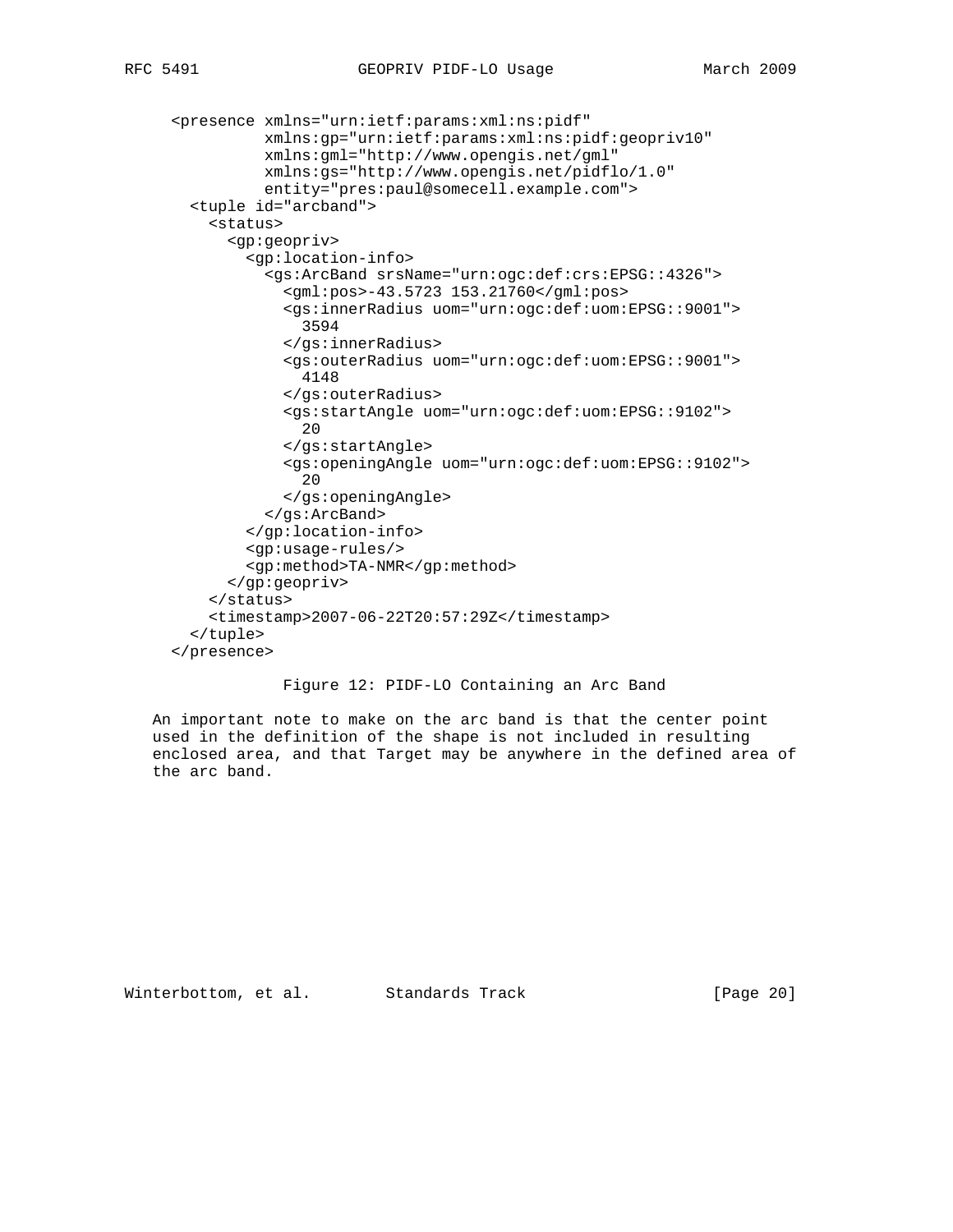```
<presence xmlns="urn:ietf:params:xml:ns:pidf"
          xmlns:gp="urn:ietf:params:xml:ns:pidf:geopriv10"
          xmlns:gml="http://www.opengis.net/gml"
          xmlns:gs="http://www.opengis.net/pidflo/1.0"
          entity="pres:paul@somecell.example.com">
  <tuple id="arcband">
    <status>
      <gp:geopriv>
        <gp:location-info>
          <gs:ArcBand srsName="urn:ogc:def:crs:EPSG::4326">
            <gml:pos>-43.5723 153.21760</gml:pos>
            <gs:innerRadius uom="urn:ogc:def:uom:EPSG::9001">
              3594
            </gs:innerRadius>
            <gs:outerRadius uom="urn:ogc:def:uom:EPSG::9001">
              4148
            </gs:outerRadius>
            <gs:startAngle uom="urn:ogc:def:uom:EPSG::9102">
              20
            </gs:startAngle>
            <gs:openingAngle uom="urn:ogc:def:uom:EPSG::9102">
              20
            </gs:openingAngle>
          </gs:ArcBand>
        </gp:location-info>
        <gp:usage-rules/>
        <gp:method>TA-NMR</gp:method>
      </gp:geopriv>
    </status>
    <timestamp>2007-06-22T20:57:29Z</timestamp>
  </tuple>
</presence>
```

Figure 12: PIDF-LO Containing an Arc Band

An important note to make on the arc band is that the center point used in the definition of the shape is not included in resulting enclosed area, and that Target may be anywhere in the defined area of the arc band.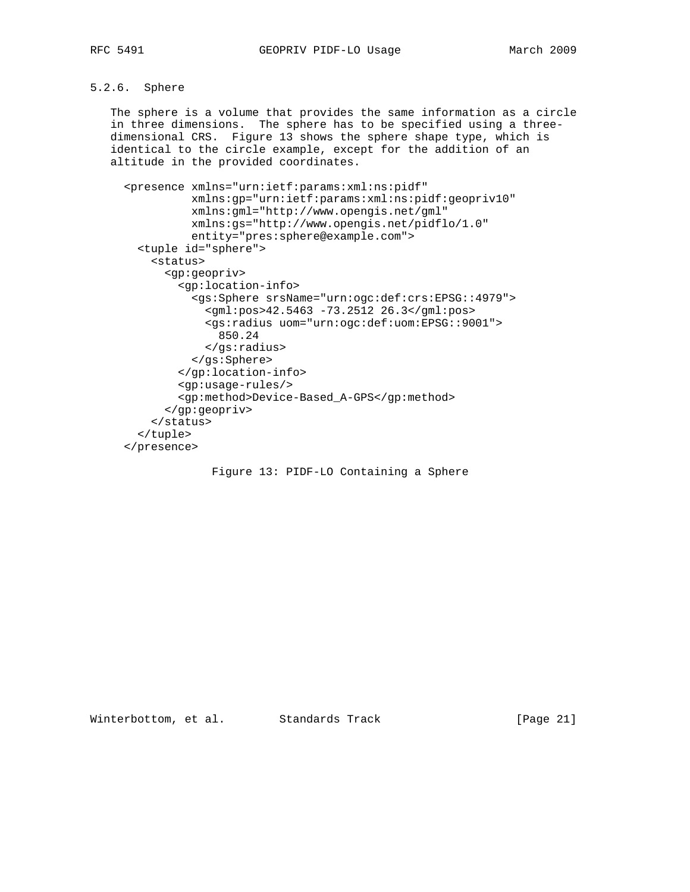### 5.2.6. Sphere

The sphere is a volume that provides the same information as a circle in three dimensions. The sphere has to be specified using a three-dimensional CRS. Figure 13 shows the sphere shape type, which is identical to the circle example, except for the addition of an altitude in the provided coordinates.

```
<presence xmlns="urn:ietf:params:xml:ns:pidf"
          xmlns:gp="urn:ietf:params:xml:ns:pidf:geopriv10"
          xmlns:gml="http://www.opengis.net/gml"
          xmlns:gs="http://www.opengis.net/pidflo/1.0"
          entity="pres:sphere@example.com">
  <tuple id="sphere">
    <status>
      <gp:geopriv>
        <gp:location-info>
          <gs:Sphere srsName="urn:ogc:def:crs:EPSG::4979">
            <gml:pos>42.5463 -73.2512 26.3</gml:pos>
            <gs:radius uom="urn:ogc:def:uom:EPSG::9001">
              850.24
            </gs:radius>
          </gs:Sphere>
        </gp:location-info>
        <gp:usage-rules/>
        <gp:method>Device-Based_A-GPS</gp:method>
      </gp:geopriv>
    </status>
  </tuple>
</presence>
```

Figure 13: PIDF-LO Containing a Sphere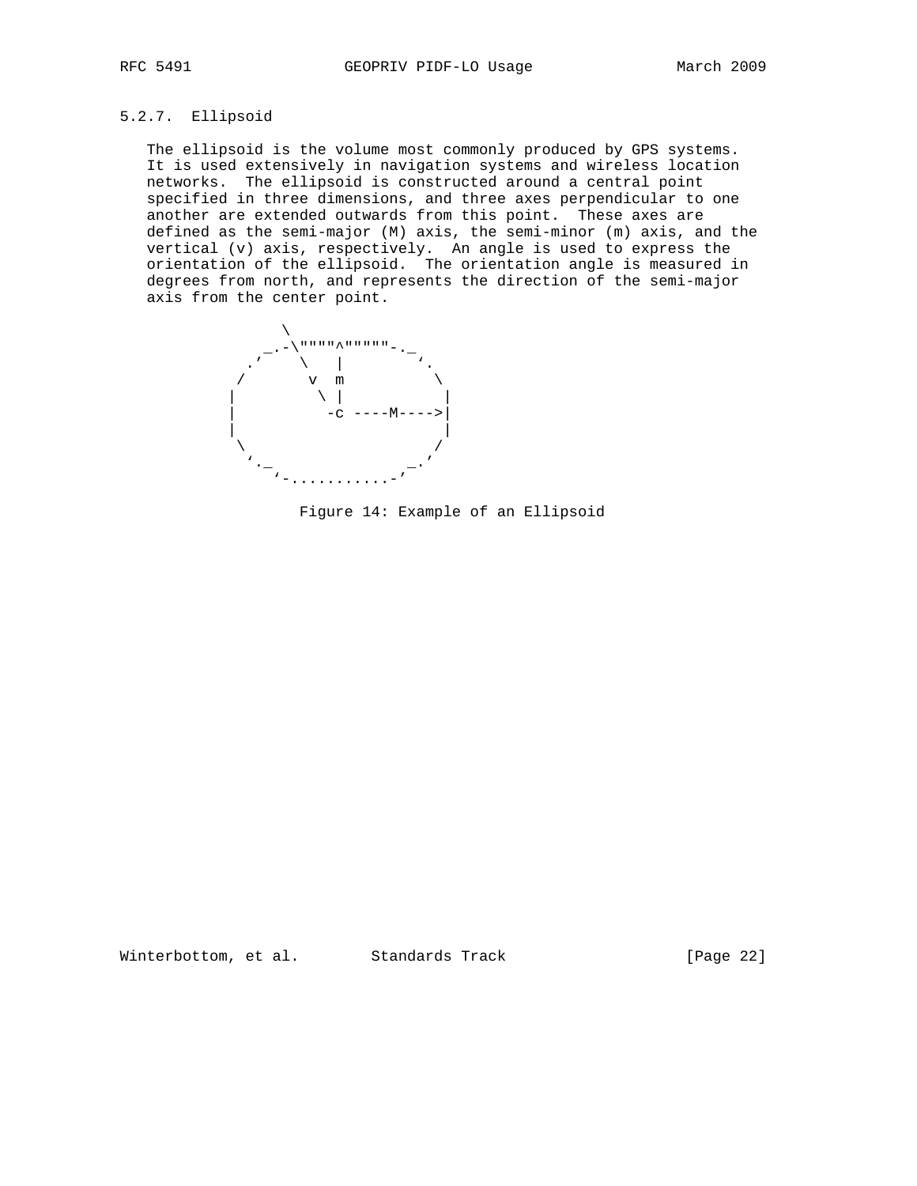### 5.2.7. Ellipsoid

The ellipsoid is the volume most commonly produced by GPS systems. It is used extensively in navigation systems and wireless location networks. The ellipsoid is constructed around a central point specified in three dimensions, and three axes perpendicular to one another are extended outwards from this point. These axes are defined as the semi-major (M) axis, the semi-minor (m) axis, and the vertical (v) axis, respectively. An angle is used to express the orientation of the ellipsoid. The orientation angle is measured in degrees from north, and represents the direction of the semi-major axis from the center point.

```
              \
            _.-\""""^"""""-._
          .'    \   |        `.
         /       v  m          \
        |         \ |           |
        |          -c ----M---->|
        |                       |
         \                     /
          `._               _.'
             `-...........-'
```

Figure 14: Example of an Ellipsoid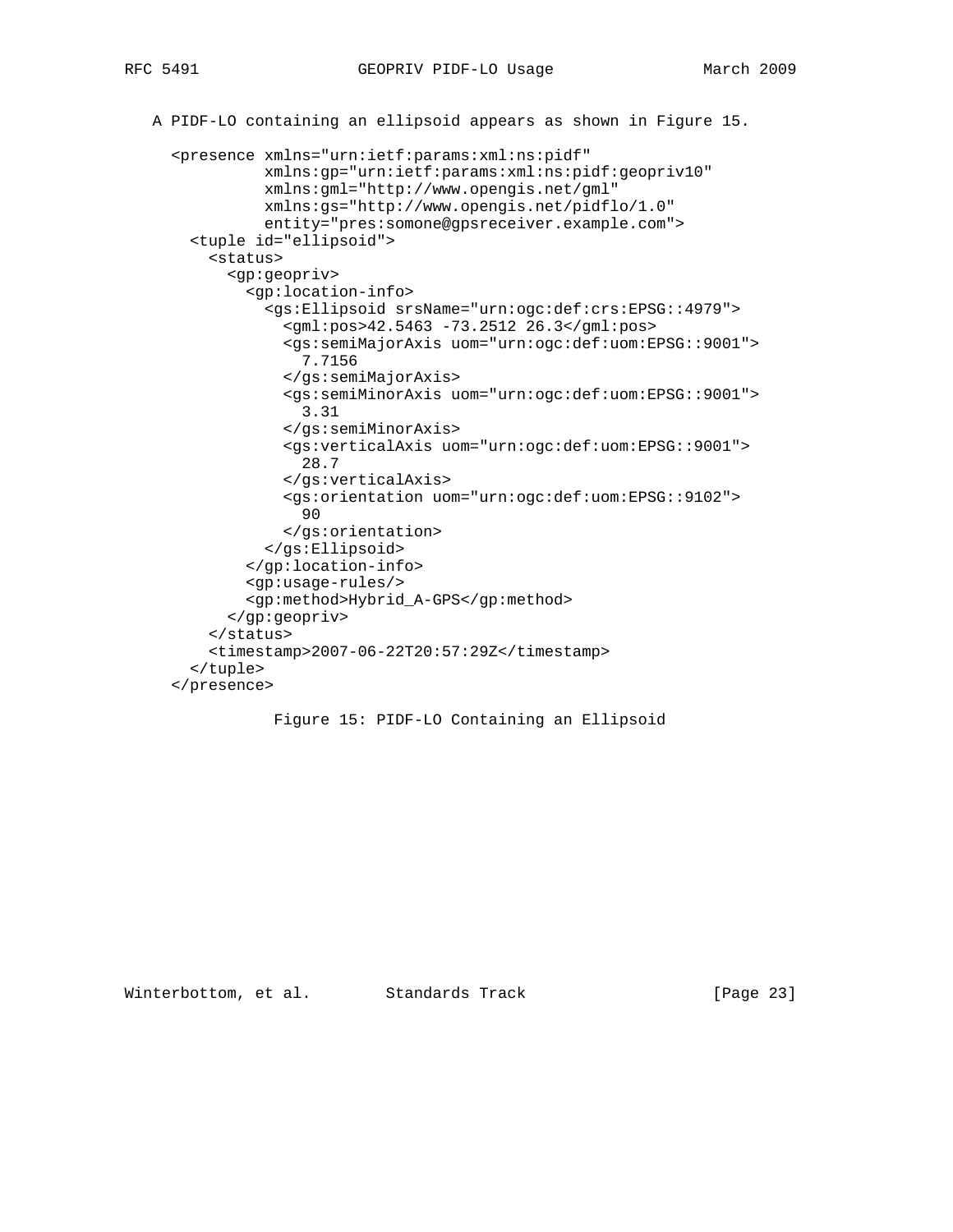A PIDF-LO containing an ellipsoid appears as shown in Figure 15.

```
<presence xmlns="urn:ietf:params:xml:ns:pidf"
          xmlns:gp="urn:ietf:params:xml:ns:pidf:geopriv10"
          xmlns:gml="http://www.opengis.net/gml"
          xmlns:gs="http://www.opengis.net/pidflo/1.0"
          entity="pres:somone@gpsreceiver.example.com">
  <tuple id="ellipsoid">
    <status>
      <gp:geopriv>
        <gp:location-info>
          <gs:Ellipsoid srsName="urn:ogc:def:crs:EPSG::4979">
            <gml:pos>42.5463 -73.2512 26.3</gml:pos>
            <gs:semiMajorAxis uom="urn:ogc:def:uom:EPSG::9001">
              7.7156
            </gs:semiMajorAxis>
            <gs:semiMinorAxis uom="urn:ogc:def:uom:EPSG::9001">
              3.31
            </gs:semiMinorAxis>
            <gs:verticalAxis uom="urn:ogc:def:uom:EPSG::9001">
              28.7
            </gs:verticalAxis>
            <gs:orientation uom="urn:ogc:def:uom:EPSG::9102">
              90
            </gs:orientation>
          </gs:Ellipsoid>
        </gp:location-info>
        <gp:usage-rules/>
        <gp:method>Hybrid_A-GPS</gp:method>
      </gp:geopriv>
    </status>
    <timestamp>2007-06-22T20:57:29Z</timestamp>
  </tuple>
</presence>
```

Figure 15: PIDF-LO Containing an Ellipsoid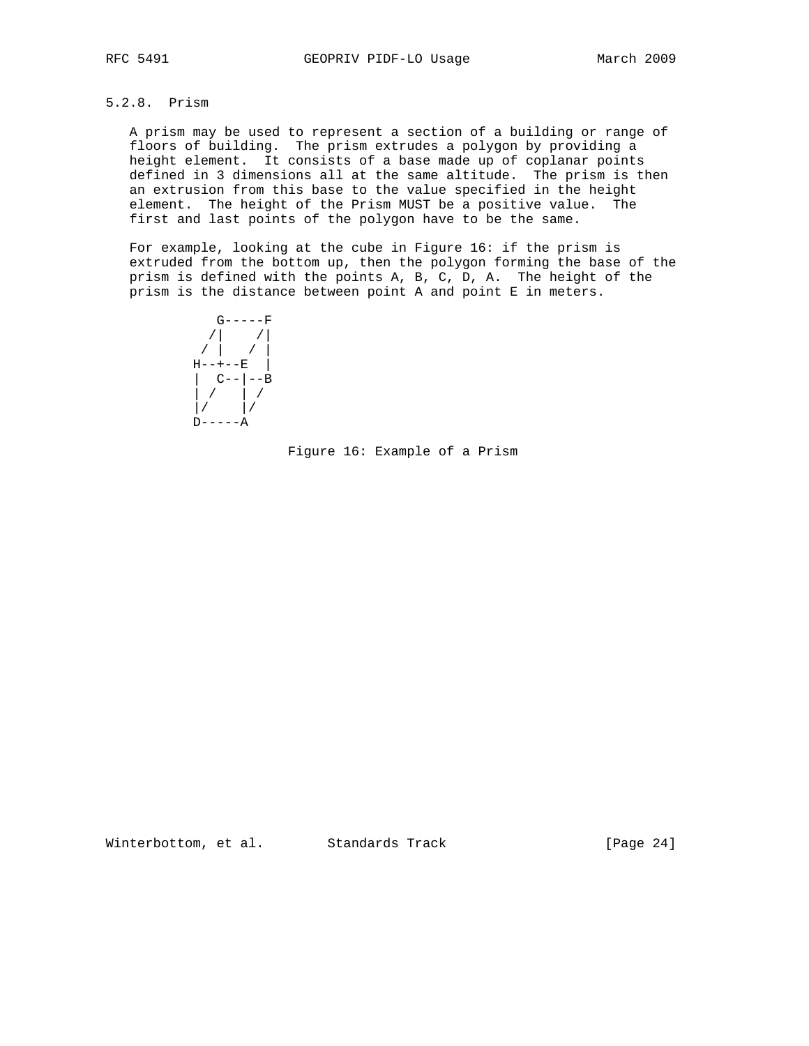### 5.2.8. Prism

A prism may be used to represent a section of a building or range of floors of building. The prism extrudes a polygon by providing a height element. It consists of a base made up of coplanar points defined in 3 dimensions all at the same altitude. The prism is then an extrusion from this base to the value specified in the height element. The height of the Prism MUST be a positive value. The first and last points of the polygon have to be the same.

For example, looking at the cube in Figure 16: if the prism is extruded from the bottom up, then the polygon forming the base of the prism is defined with the points A, B, C, D, A. The height of the prism is the distance between point A and point E in meters.

```
     G-----F
    /|    /|
   / |   / |
  H--+--E  |
  |  C--|--B
  | /   | /
  |/    |/
  D-----A
```

Figure 16: Example of a Prism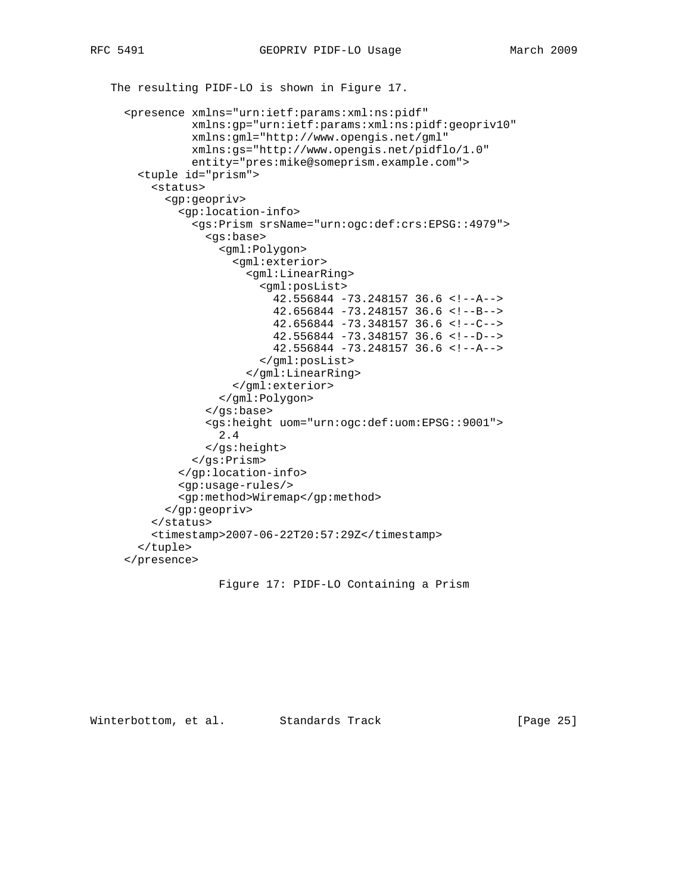The resulting PIDF-LO is shown in Figure 17.

```
<presence xmlns="urn:ietf:params:xml:ns:pidf"
          xmlns:gp="urn:ietf:params:xml:ns:pidf:geopriv10"
          xmlns:gml="http://www.opengis.net/gml"
          xmlns:gs="http://www.opengis.net/pidflo/1.0"
          entity="pres:mike@someprism.example.com">
  <tuple id="prism">
    <status>
      <gp:geopriv>
        <gp:location-info>
          <gs:Prism srsName="urn:ogc:def:crs:EPSG::4979">
            <gs:base>
              <gml:Polygon>
                <gml:exterior>
                  <gml:LinearRing>
                    <gml:posList>
                      42.556844 -73.248157 36.6 <!--A-->
                      42.656844 -73.248157 36.6 <!--B-->
                      42.656844 -73.348157 36.6 <!--C-->
                      42.556844 -73.348157 36.6 <!--D-->
                      42.556844 -73.248157 36.6 <!--A-->
                    </gml:posList>
                  </gml:LinearRing>
                </gml:exterior>
              </gml:Polygon>
            </gs:base>
            <gs:height uom="urn:ogc:def:uom:EPSG::9001">
              2.4
            </gs:height>
          </gs:Prism>
        </gp:location-info>
        <gp:usage-rules/>
        <gp:method>Wiremap</gp:method>
      </gp:geopriv>
    </status>
    <timestamp>2007-06-22T20:57:29Z</timestamp>
  </tuple>
</presence>
```

Figure 17: PIDF-LO Containing a Prism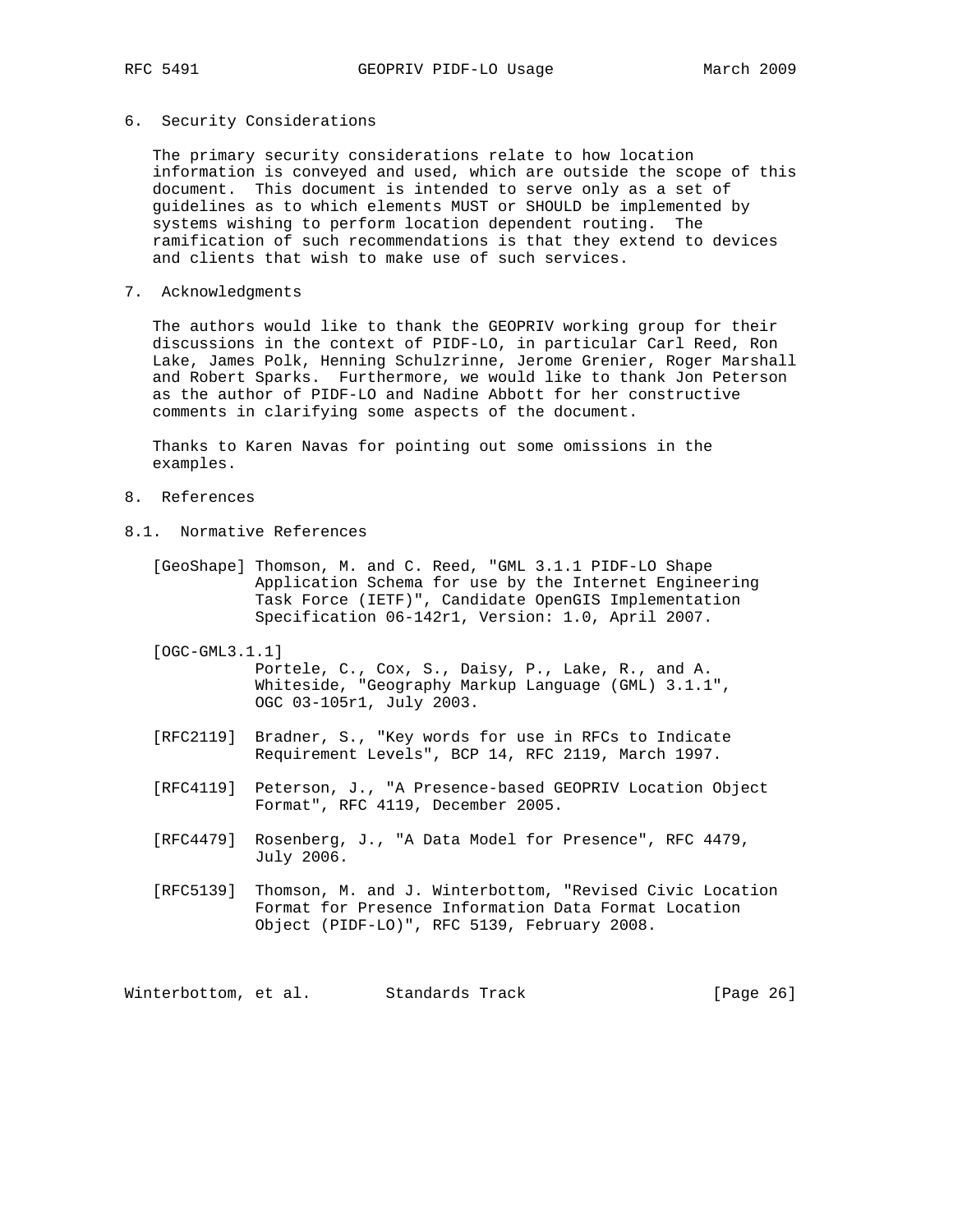## 6. Security Considerations

The primary security considerations relate to how location information is conveyed and used, which are outside the scope of this document. This document is intended to serve only as a set of guidelines as to which elements MUST or SHOULD be implemented by systems wishing to perform location dependent routing. The ramification of such recommendations is that they extend to devices and clients that wish to make use of such services.

## 7. Acknowledgments

The authors would like to thank the GEOPRIV working group for their discussions in the context of PIDF-LO, in particular Carl Reed, Ron Lake, James Polk, Henning Schulzrinne, Jerome Grenier, Roger Marshall and Robert Sparks. Furthermore, we would like to thank Jon Peterson as the author of PIDF-LO and Nadine Abbott for her constructive comments in clarifying some aspects of the document.

Thanks to Karen Navas for pointing out some omissions in the examples.

## 8. References

### 8.1. Normative References

[GeoShape] Thomson, M. and C. Reed, "GML 3.1.1 PIDF-LO Shape Application Schema for use by the Internet Engineering Task Force (IETF)", Candidate OpenGIS Implementation Specification 06-142r1, Version: 1.0, April 2007.

[OGC-GML3.1.1] Portele, C., Cox, S., Daisy, P., Lake, R., and A. Whiteside, "Geography Markup Language (GML) 3.1.1", OGC 03-105r1, July 2003.

[RFC2119] Bradner, S., "Key words for use in RFCs to Indicate Requirement Levels", BCP 14, RFC 2119, March 1997.

[RFC4119] Peterson, J., "A Presence-based GEOPRIV Location Object Format", RFC 4119, December 2005.

[RFC4479] Rosenberg, J., "A Data Model for Presence", RFC 4479, July 2006.

[RFC5139] Thomson, M. and J. Winterbottom, "Revised Civic Location Format for Presence Information Data Format Location Object (PIDF-LO)", RFC 5139, February 2008.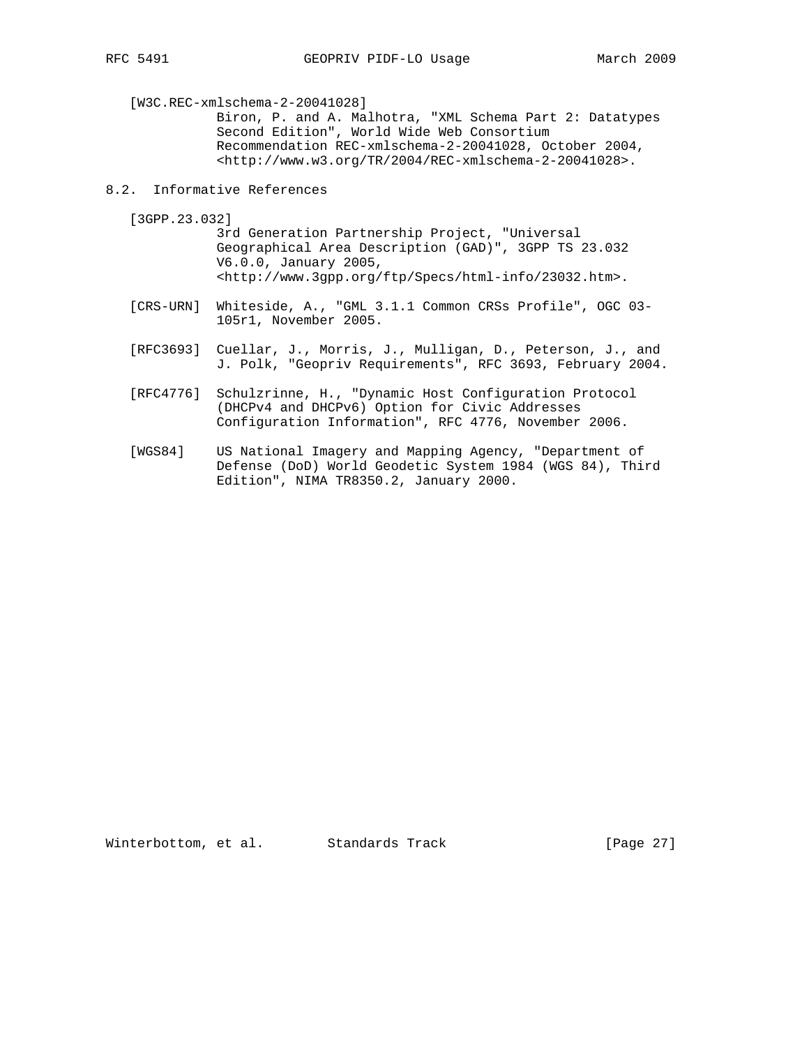[W3C.REC-xmlschema-2-20041028]
Biron, P. and A. Malhotra, "XML Schema Part 2: Datatypes Second Edition", World Wide Web Consortium Recommendation REC-xmlschema-2-20041028, October 2004, <http://www.w3.org/TR/2004/REC-xmlschema-2-20041028>.

## 8.2. Informative References

[3GPP.23.032]
3rd Generation Partnership Project, "Universal Geographical Area Description (GAD)", 3GPP TS 23.032 V6.0.0, January 2005, <http://www.3gpp.org/ftp/Specs/html-info/23032.htm>.

[CRS-URN] Whiteside, A., "GML 3.1.1 Common CRSs Profile", OGC 03-105r1, November 2005.

[RFC3693] Cuellar, J., Morris, J., Mulligan, D., Peterson, J., and J. Polk, "Geopriv Requirements", RFC 3693, February 2004.

[RFC4776] Schulzrinne, H., "Dynamic Host Configuration Protocol (DHCPv4 and DHCPv6) Option for Civic Addresses Configuration Information", RFC 4776, November 2006.

[WGS84] US National Imagery and Mapping Agency, "Department of Defense (DoD) World Geodetic System 1984 (WGS 84), Third Edition", NIMA TR8350.2, January 2000.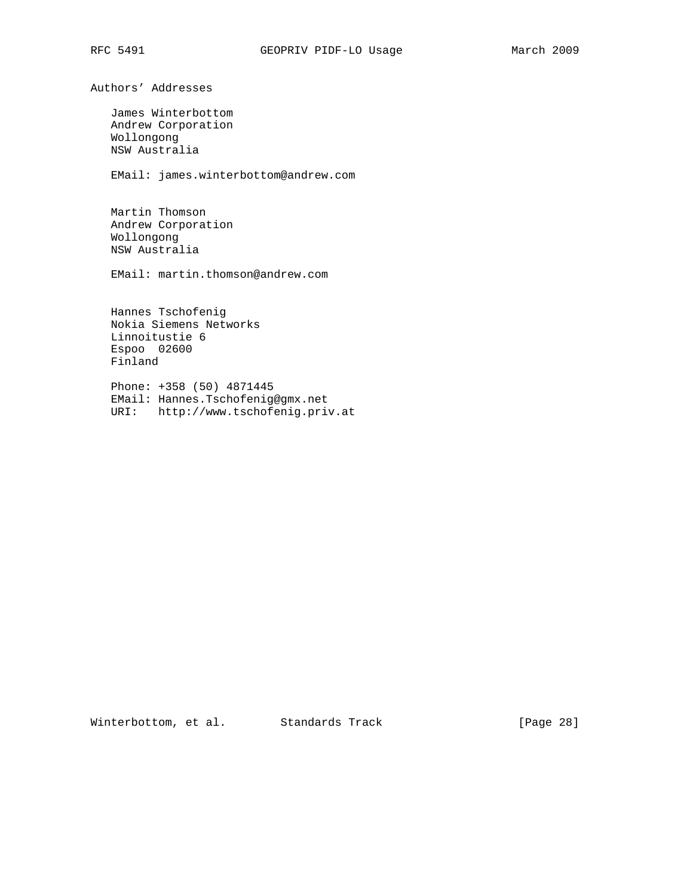## Authors' Addresses

James Winterbottom
Andrew Corporation
Wollongong
NSW Australia

EMail: james.winterbottom@andrew.com

Martin Thomson
Andrew Corporation
Wollongong
NSW Australia

EMail: martin.thomson@andrew.com

Hannes Tschofenig
Nokia Siemens Networks
Linnoitustie 6
Espoo 02600
Finland

Phone: +358 (50) 4871445
EMail: Hannes.Tschofenig@gmx.net
URI: http://www.tschofenig.priv.at